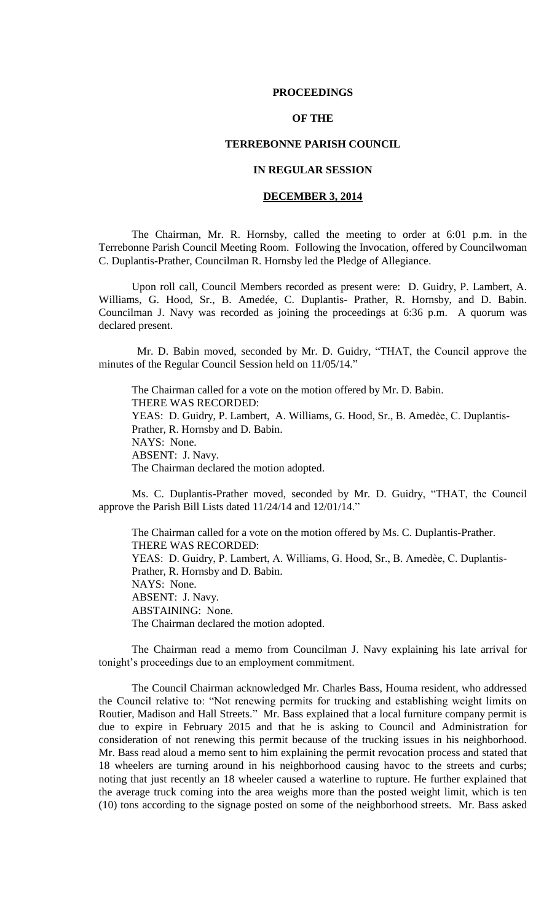# PROCEEDINGS

# OF THE

# TERREBONNE PARISH COUNCIL

# IN REGULAR SESSION

## DECEMBER 3, 2014

The Chairman, Mr. R. Hornsby, called the meeting to order at 6:01 p.m. in the Terrebonne Parish Council Meeting Room. Following the Invocation, offered by Councilwoman C. Duplantis-Prather, Councilman R. Hornsby led the Pledge of Allegiance.

Upon roll call, Council Members recorded as present were: D. Guidry, P. Lambert, A. Williams, G. Hood, Sr., B. Amedée, C. Duplantis- Prather, R. Hornsby, and D. Babin. Councilman J. Navy was recorded as joining the proceedings at 6:36 p.m. A quorum was declared present.

Mr. D. Babin moved, seconded by Mr. D. Guidry, "THAT, the Council approve the minutes of the Regular Council Session held on 11/05/14."

> The Chairman called for a vote on the motion offered by Mr. D. Babin.
> THERE WAS RECORDED:
> YEAS: D. Guidry, P. Lambert, A. Williams, G. Hood, Sr., B. Amedèe, C. Duplantis-Prather, R. Hornsby and D. Babin.
> NAYS: None.
> ABSENT: J. Navy.
> The Chairman declared the motion adopted.

Ms. C. Duplantis-Prather moved, seconded by Mr. D. Guidry, "THAT, the Council approve the Parish Bill Lists dated 11/24/14 and 12/01/14."

> The Chairman called for a vote on the motion offered by Ms. C. Duplantis-Prather.
> THERE WAS RECORDED:
> YEAS: D. Guidry, P. Lambert, A. Williams, G. Hood, Sr., B. Amedèe, C. Duplantis-Prather, R. Hornsby and D. Babin.
> NAYS: None.
> ABSENT: J. Navy.
> ABSTAINING: None.
> The Chairman declared the motion adopted.

The Chairman read a memo from Councilman J. Navy explaining his late arrival for tonight's proceedings due to an employment commitment.

The Council Chairman acknowledged Mr. Charles Bass, Houma resident, who addressed the Council relative to: "Not renewing permits for trucking and establishing weight limits on Routier, Madison and Hall Streets." Mr. Bass explained that a local furniture company permit is due to expire in February 2015 and that he is asking to Council and Administration for consideration of not renewing this permit because of the trucking issues in his neighborhood. Mr. Bass read aloud a memo sent to him explaining the permit revocation process and stated that 18 wheelers are turning around in his neighborhood causing havoc to the streets and curbs; noting that just recently an 18 wheeler caused a waterline to rupture. He further explained that the average truck coming into the area weighs more than the posted weight limit, which is ten (10) tons according to the signage posted on some of the neighborhood streets. Mr. Bass asked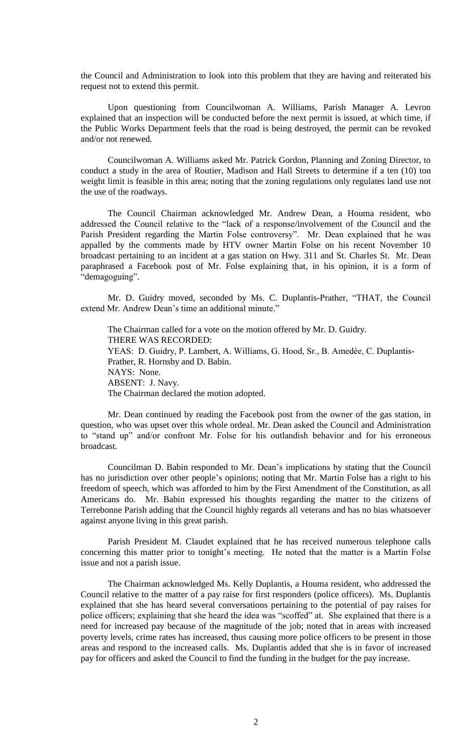the Council and Administration to look into this problem that they are having and reiterated his request not to extend this permit.

Upon questioning from Councilwoman A. Williams, Parish Manager A. Levron explained that an inspection will be conducted before the next permit is issued, at which time, if the Public Works Department feels that the road is being destroyed, the permit can be revoked and/or not renewed.

Councilwoman A. Williams asked Mr. Patrick Gordon, Planning and Zoning Director, to conduct a study in the area of Routier, Madison and Hall Streets to determine if a ten (10) ton weight limit is feasible in this area; noting that the zoning regulations only regulates land use not the use of the roadways.

The Council Chairman acknowledged Mr. Andrew Dean, a Houma resident, who addressed the Council relative to the "lack of a response/involvement of the Council and the Parish President regarding the Martin Folse controversy". Mr. Dean explained that he was appalled by the comments made by HTV owner Martin Folse on his recent November 10 broadcast pertaining to an incident at a gas station on Hwy. 311 and St. Charles St. Mr. Dean paraphrased a Facebook post of Mr. Folse explaining that, in his opinion, it is a form of "demagoguing".

Mr. D. Guidry moved, seconded by Ms. C. Duplantis-Prather, "THAT, the Council extend Mr. Andrew Dean's time an additional minute."

The Chairman called for a vote on the motion offered by Mr. D. Guidry.
THERE WAS RECORDED:
YEAS: D. Guidry, P. Lambert, A. Williams, G. Hood, Sr., B. Amedèe, C. Duplantis-Prather, R. Hornsby and D. Babin.
NAYS: None.
ABSENT: J. Navy.
The Chairman declared the motion adopted.

Mr. Dean continued by reading the Facebook post from the owner of the gas station, in question, who was upset over this whole ordeal. Mr. Dean asked the Council and Administration to "stand up" and/or confront Mr. Folse for his outlandish behavior and for his erroneous broadcast.

Councilman D. Babin responded to Mr. Dean's implications by stating that the Council has no jurisdiction over other people's opinions; noting that Mr. Martin Folse has a right to his freedom of speech, which was afforded to him by the First Amendment of the Constitution, as all Americans do. Mr. Babin expressed his thoughts regarding the matter to the citizens of Terrebonne Parish adding that the Council highly regards all veterans and has no bias whatsoever against anyone living in this great parish.

Parish President M. Claudet explained that he has received numerous telephone calls concerning this matter prior to tonight's meeting. He noted that the matter is a Martin Folse issue and not a parish issue.

The Chairman acknowledged Ms. Kelly Duplantis, a Houma resident, who addressed the Council relative to the matter of a pay raise for first responders (police officers). Ms. Duplantis explained that she has heard several conversations pertaining to the potential of pay raises for police officers; explaining that she heard the idea was "scoffed" at. She explained that there is a need for increased pay because of the magnitude of the job; noted that in areas with increased poverty levels, crime rates has increased, thus causing more police officers to be present in those areas and respond to the increased calls. Ms. Duplantis added that she is in favor of increased pay for officers and asked the Council to find the funding in the budget for the pay increase.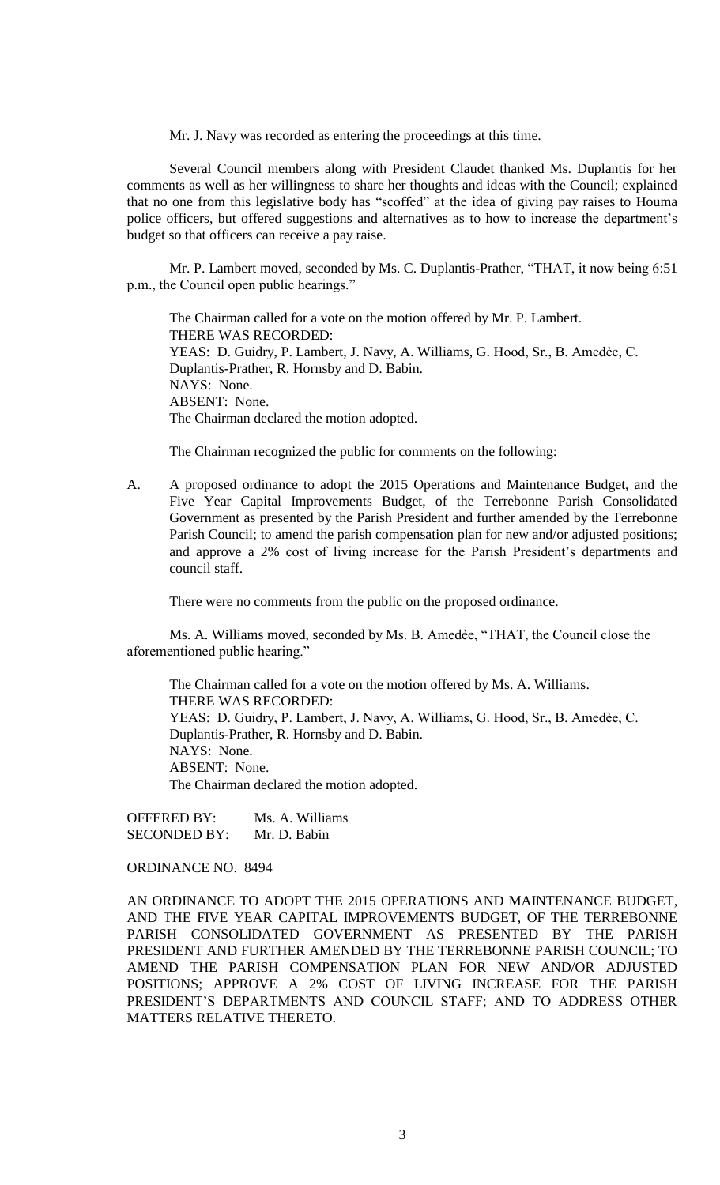Mr. J. Navy was recorded as entering the proceedings at this time.

Several Council members along with President Claudet thanked Ms. Duplantis for her comments as well as her willingness to share her thoughts and ideas with the Council; explained that no one from this legislative body has "scoffed" at the idea of giving pay raises to Houma police officers, but offered suggestions and alternatives as to how to increase the department's budget so that officers can receive a pay raise.

Mr. P. Lambert moved, seconded by Ms. C. Duplantis-Prather, "THAT, it now being 6:51 p.m., the Council open public hearings."

The Chairman called for a vote on the motion offered by Mr. P. Lambert.
THERE WAS RECORDED:
YEAS: D. Guidry, P. Lambert, J. Navy, A. Williams, G. Hood, Sr., B. Amedèe, C. Duplantis-Prather, R. Hornsby and D. Babin.
NAYS: None.
ABSENT: None.
The Chairman declared the motion adopted.

The Chairman recognized the public for comments on the following:

A. A proposed ordinance to adopt the 2015 Operations and Maintenance Budget, and the Five Year Capital Improvements Budget, of the Terrebonne Parish Consolidated Government as presented by the Parish President and further amended by the Terrebonne Parish Council; to amend the parish compensation plan for new and/or adjusted positions; and approve a 2% cost of living increase for the Parish President's departments and council staff.

There were no comments from the public on the proposed ordinance.

Ms. A. Williams moved, seconded by Ms. B. Amedèe, "THAT, the Council close the aforementioned public hearing."

The Chairman called for a vote on the motion offered by Ms. A. Williams.
THERE WAS RECORDED:
YEAS: D. Guidry, P. Lambert, J. Navy, A. Williams, G. Hood, Sr., B. Amedèe, C. Duplantis-Prather, R. Hornsby and D. Babin.
NAYS: None.
ABSENT: None.
The Chairman declared the motion adopted.

OFFERED BY: Ms. A. Williams
SECONDED BY: Mr. D. Babin

ORDINANCE NO. 8494

AN ORDINANCE TO ADOPT THE 2015 OPERATIONS AND MAINTENANCE BUDGET, AND THE FIVE YEAR CAPITAL IMPROVEMENTS BUDGET, OF THE TERREBONNE PARISH CONSOLIDATED GOVERNMENT AS PRESENTED BY THE PARISH PRESIDENT AND FURTHER AMENDED BY THE TERREBONNE PARISH COUNCIL; TO AMEND THE PARISH COMPENSATION PLAN FOR NEW AND/OR ADJUSTED POSITIONS; APPROVE A 2% COST OF LIVING INCREASE FOR THE PARISH PRESIDENT'S DEPARTMENTS AND COUNCIL STAFF; AND TO ADDRESS OTHER MATTERS RELATIVE THERETO.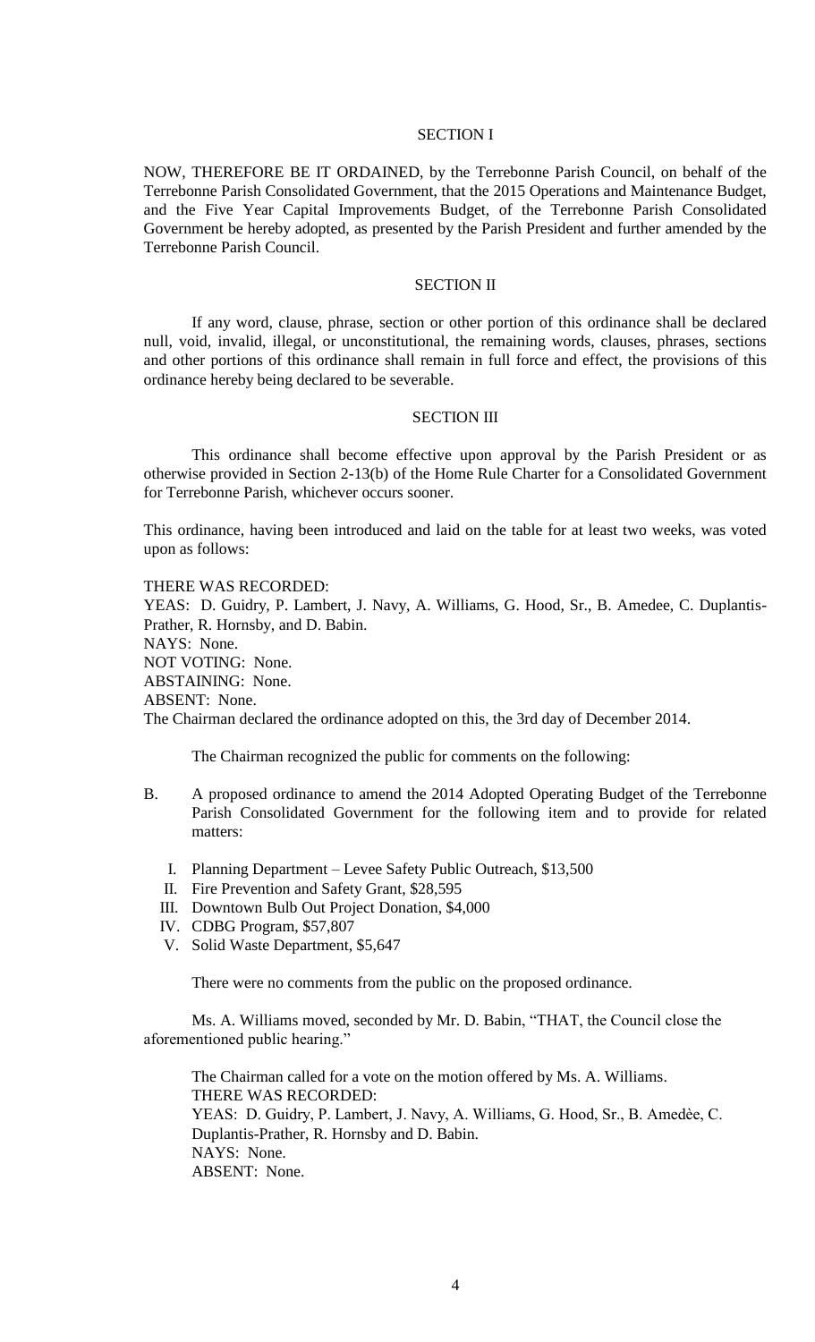## SECTION I

NOW, THEREFORE BE IT ORDAINED, by the Terrebonne Parish Council, on behalf of the Terrebonne Parish Consolidated Government, that the 2015 Operations and Maintenance Budget, and the Five Year Capital Improvements Budget, of the Terrebonne Parish Consolidated Government be hereby adopted, as presented by the Parish President and further amended by the Terrebonne Parish Council.

## SECTION II

If any word, clause, phrase, section or other portion of this ordinance shall be declared null, void, invalid, illegal, or unconstitutional, the remaining words, clauses, phrases, sections and other portions of this ordinance shall remain in full force and effect, the provisions of this ordinance hereby being declared to be severable.

## SECTION III

This ordinance shall become effective upon approval by the Parish President or as otherwise provided in Section 2-13(b) of the Home Rule Charter for a Consolidated Government for Terrebonne Parish, whichever occurs sooner.

This ordinance, having been introduced and laid on the table for at least two weeks, was voted upon as follows:

THERE WAS RECORDED:
YEAS: D. Guidry, P. Lambert, J. Navy, A. Williams, G. Hood, Sr., B. Amedee, C. Duplantis-Prather, R. Hornsby, and D. Babin.
NAYS: None.
NOT VOTING: None.
ABSTAINING: None.
ABSENT: None.
The Chairman declared the ordinance adopted on this, the 3rd day of December 2014.

The Chairman recognized the public for comments on the following:

B. A proposed ordinance to amend the 2014 Adopted Operating Budget of the Terrebonne Parish Consolidated Government for the following item and to provide for related matters:

   I. Planning Department – Levee Safety Public Outreach, $13,500
   II. Fire Prevention and Safety Grant, $28,595
   III. Downtown Bulb Out Project Donation, $4,000
   IV. CDBG Program, $57,807
   V. Solid Waste Department, $5,647

There were no comments from the public on the proposed ordinance.

Ms. A. Williams moved, seconded by Mr. D. Babin, "THAT, the Council close the aforementioned public hearing."

The Chairman called for a vote on the motion offered by Ms. A. Williams.
THERE WAS RECORDED:
YEAS: D. Guidry, P. Lambert, J. Navy, A. Williams, G. Hood, Sr., B. Amedèe, C. Duplantis-Prather, R. Hornsby and D. Babin.
NAYS: None.
ABSENT: None.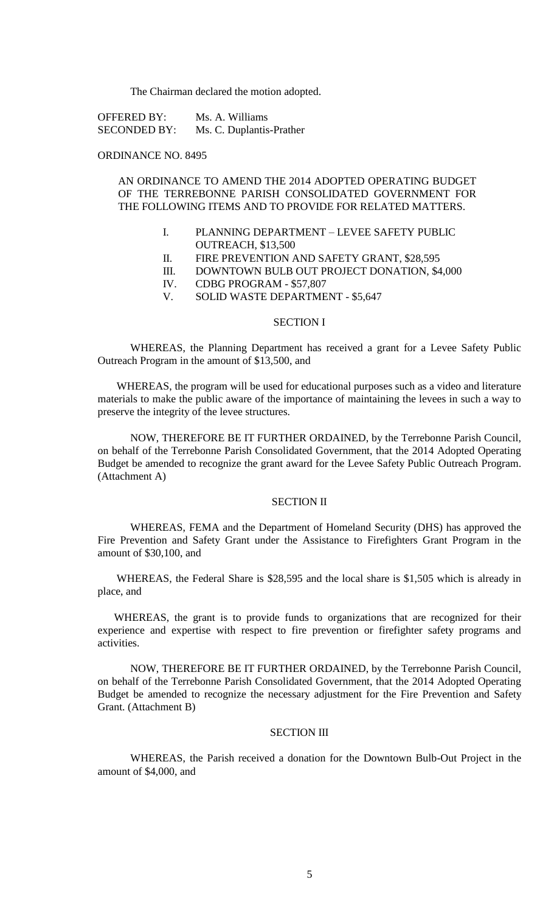The Chairman declared the motion adopted.

OFFERED BY: Ms. A. Williams
SECONDED BY: Ms. C. Duplantis-Prather

ORDINANCE NO. 8495

AN ORDINANCE TO AMEND THE 2014 ADOPTED OPERATING BUDGET OF THE TERREBONNE PARISH CONSOLIDATED GOVERNMENT FOR THE FOLLOWING ITEMS AND TO PROVIDE FOR RELATED MATTERS.

I. PLANNING DEPARTMENT – LEVEE SAFETY PUBLIC OUTREACH, $13,500
II. FIRE PREVENTION AND SAFETY GRANT, $28,595
III. DOWNTOWN BULB OUT PROJECT DONATION, $4,000
IV. CDBG PROGRAM - $57,807
V. SOLID WASTE DEPARTMENT - $5,647

SECTION I

WHEREAS, the Planning Department has received a grant for a Levee Safety Public Outreach Program in the amount of $13,500, and

WHEREAS, the program will be used for educational purposes such as a video and literature materials to make the public aware of the importance of maintaining the levees in such a way to preserve the integrity of the levee structures.

NOW, THEREFORE BE IT FURTHER ORDAINED, by the Terrebonne Parish Council, on behalf of the Terrebonne Parish Consolidated Government, that the 2014 Adopted Operating Budget be amended to recognize the grant award for the Levee Safety Public Outreach Program. (Attachment A)

SECTION II

WHEREAS, FEMA and the Department of Homeland Security (DHS) has approved the Fire Prevention and Safety Grant under the Assistance to Firefighters Grant Program in the amount of $30,100, and

WHEREAS, the Federal Share is $28,595 and the local share is $1,505 which is already in place, and

WHEREAS, the grant is to provide funds to organizations that are recognized for their experience and expertise with respect to fire prevention or firefighter safety programs and activities.

NOW, THEREFORE BE IT FURTHER ORDAINED, by the Terrebonne Parish Council, on behalf of the Terrebonne Parish Consolidated Government, that the 2014 Adopted Operating Budget be amended to recognize the necessary adjustment for the Fire Prevention and Safety Grant. (Attachment B)

SECTION III

WHEREAS, the Parish received a donation for the Downtown Bulb-Out Project in the amount of $4,000, and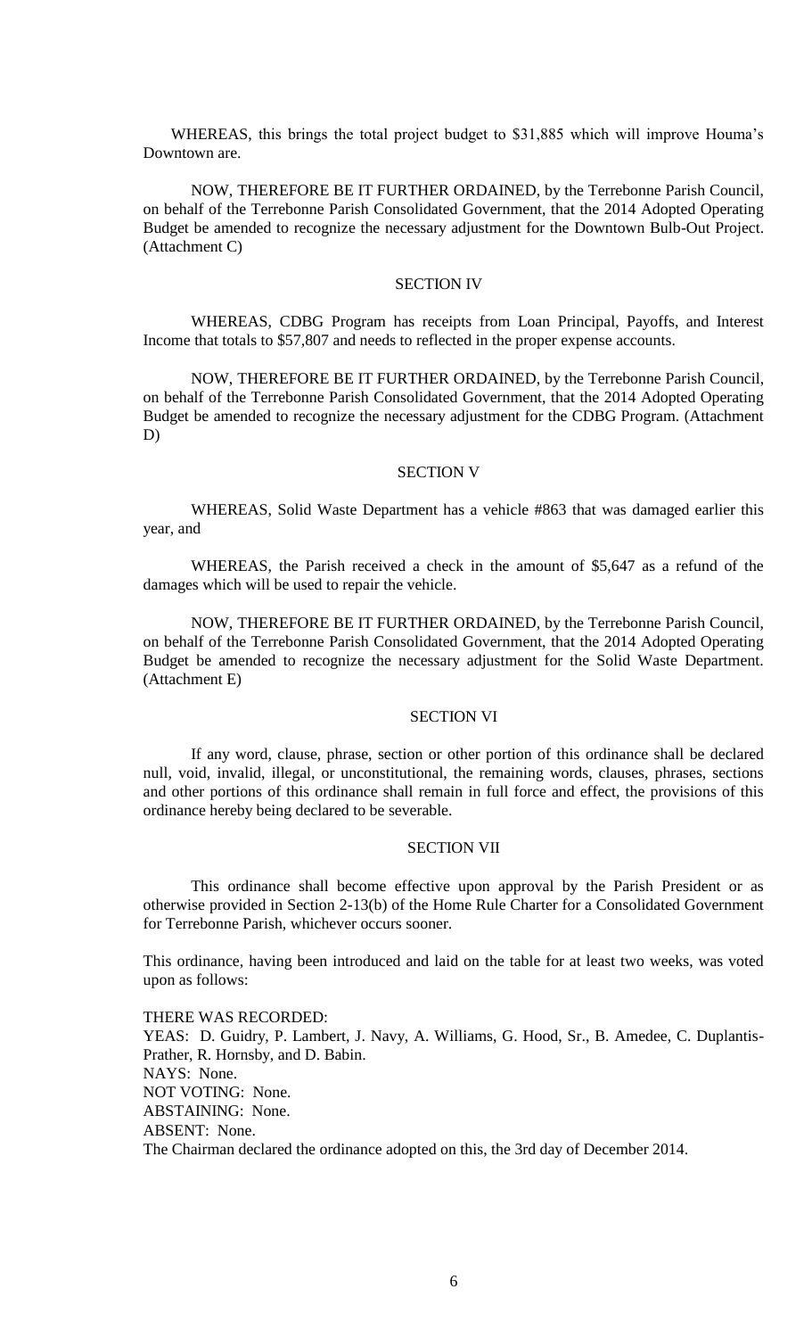WHEREAS, this brings the total project budget to $31,885 which will improve Houma's Downtown are.

NOW, THEREFORE BE IT FURTHER ORDAINED, by the Terrebonne Parish Council, on behalf of the Terrebonne Parish Consolidated Government, that the 2014 Adopted Operating Budget be amended to recognize the necessary adjustment for the Downtown Bulb-Out Project. (Attachment C)

SECTION IV

WHEREAS, CDBG Program has receipts from Loan Principal, Payoffs, and Interest Income that totals to $57,807 and needs to reflected in the proper expense accounts.

NOW, THEREFORE BE IT FURTHER ORDAINED, by the Terrebonne Parish Council, on behalf of the Terrebonne Parish Consolidated Government, that the 2014 Adopted Operating Budget be amended to recognize the necessary adjustment for the CDBG Program. (Attachment D)

SECTION V

WHEREAS, Solid Waste Department has a vehicle #863 that was damaged earlier this year, and

WHEREAS, the Parish received a check in the amount of $5,647 as a refund of the damages which will be used to repair the vehicle.

NOW, THEREFORE BE IT FURTHER ORDAINED, by the Terrebonne Parish Council, on behalf of the Terrebonne Parish Consolidated Government, that the 2014 Adopted Operating Budget be amended to recognize the necessary adjustment for the Solid Waste Department. (Attachment E)

SECTION VI

If any word, clause, phrase, section or other portion of this ordinance shall be declared null, void, invalid, illegal, or unconstitutional, the remaining words, clauses, phrases, sections and other portions of this ordinance shall remain in full force and effect, the provisions of this ordinance hereby being declared to be severable.

SECTION VII

This ordinance shall become effective upon approval by the Parish President or as otherwise provided in Section 2-13(b) of the Home Rule Charter for a Consolidated Government for Terrebonne Parish, whichever occurs sooner.

This ordinance, having been introduced and laid on the table for at least two weeks, was voted upon as follows:

THERE WAS RECORDED:
YEAS: D. Guidry, P. Lambert, J. Navy, A. Williams, G. Hood, Sr., B. Amedee, C. Duplantis-Prather, R. Hornsby, and D. Babin.
NAYS: None.
NOT VOTING: None.
ABSTAINING: None.
ABSENT: None.
The Chairman declared the ordinance adopted on this, the 3rd day of December 2014.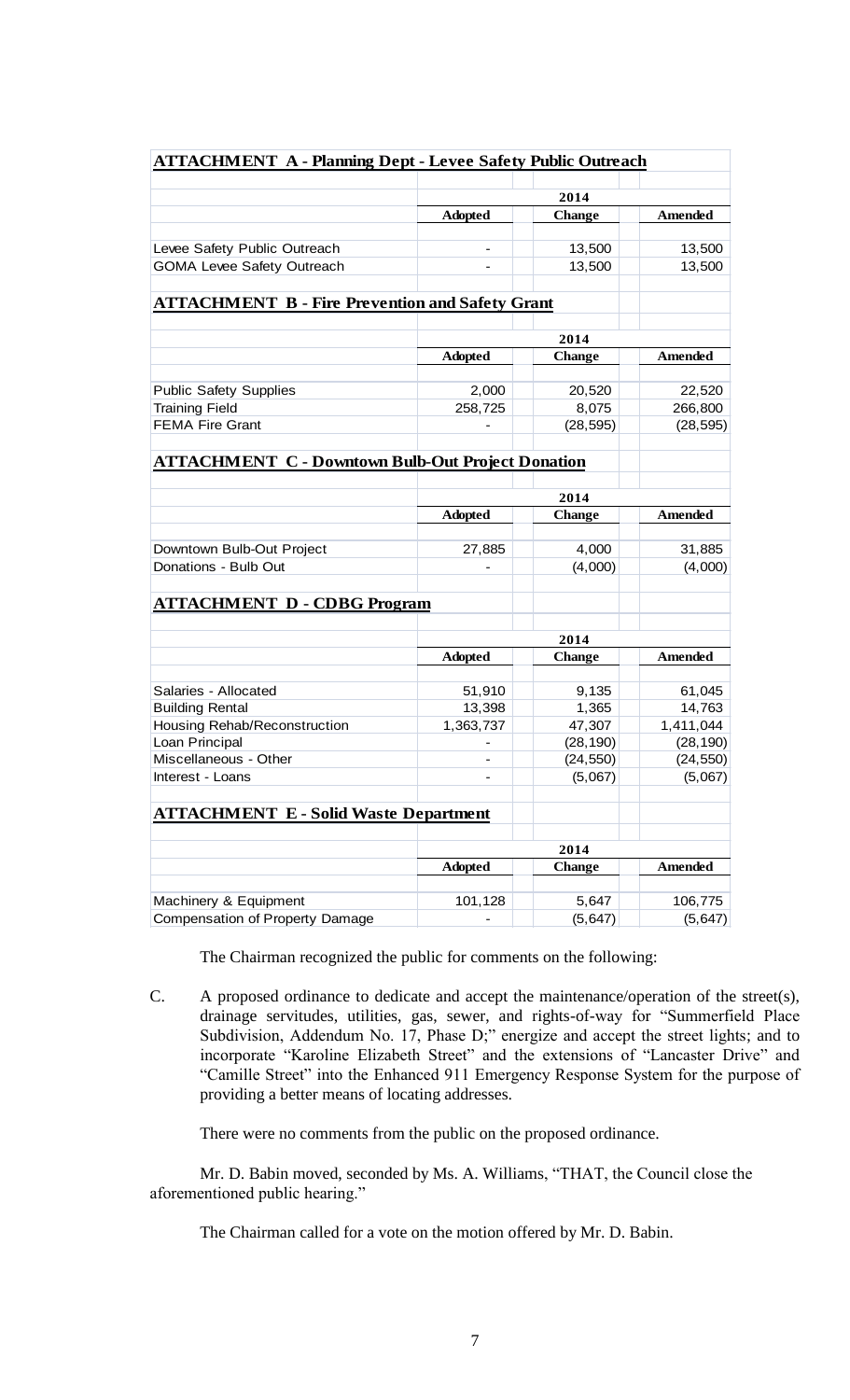## ATTACHMENT A - Planning Dept - Levee Safety Public Outreach

| | 2014 | | |
|---|---|---|---|
| | **Adopted** | **Change** | **Amended** |
| Levee Safety Public Outreach | - | 13,500 | 13,500 |
| GOMA Levee Safety Outreach | - | 13,500 | 13,500 |

## ATTACHMENT B - Fire Prevention and Safety Grant

| | 2014 | | |
|---|---|---|---|
| | **Adopted** | **Change** | **Amended** |
| Public Safety Supplies | 2,000 | 20,520 | 22,520 |
| Training Field | 258,725 | 8,075 | 266,800 |
| FEMA Fire Grant | - | (28,595) | (28,595) |

## ATTACHMENT C - Downtown Bulb-Out Project Donation

| | 2014 | | |
|---|---|---|---|
| | **Adopted** | **Change** | **Amended** |
| Downtown Bulb-Out Project | 27,885 | 4,000 | 31,885 |
| Donations - Bulb Out | - | (4,000) | (4,000) |

## ATTACHMENT D - CDBG Program

| | 2014 | | |
|---|---|---|---|
| | **Adopted** | **Change** | **Amended** |
| Salaries - Allocated | 51,910 | 9,135 | 61,045 |
| Building Rental | 13,398 | 1,365 | 14,763 |
| Housing Rehab/Reconstruction | 1,363,737 | 47,307 | 1,411,044 |
| Loan Principal | - | (28,190) | (28,190) |
| Miscellaneous - Other | - | (24,550) | (24,550) |
| Interest - Loans | - | (5,067) | (5,067) |

## ATTACHMENT E - Solid Waste Department

| | 2014 | | |
|---|---|---|---|
| | **Adopted** | **Change** | **Amended** |
| Machinery & Equipment | 101,128 | 5,647 | 106,775 |
| Compensation of Property Damage | - | (5,647) | (5,647) |

The Chairman recognized the public for comments on the following:

C. A proposed ordinance to dedicate and accept the maintenance/operation of the street(s), drainage servitudes, utilities, gas, sewer, and rights-of-way for "Summerfield Place Subdivision, Addendum No. 17, Phase D;" energize and accept the street lights; and to incorporate "Karoline Elizabeth Street" and the extensions of "Lancaster Drive" and "Camille Street" into the Enhanced 911 Emergency Response System for the purpose of providing a better means of locating addresses.

There were no comments from the public on the proposed ordinance.

Mr. D. Babin moved, seconded by Ms. A. Williams, "THAT, the Council close the aforementioned public hearing."

The Chairman called for a vote on the motion offered by Mr. D. Babin.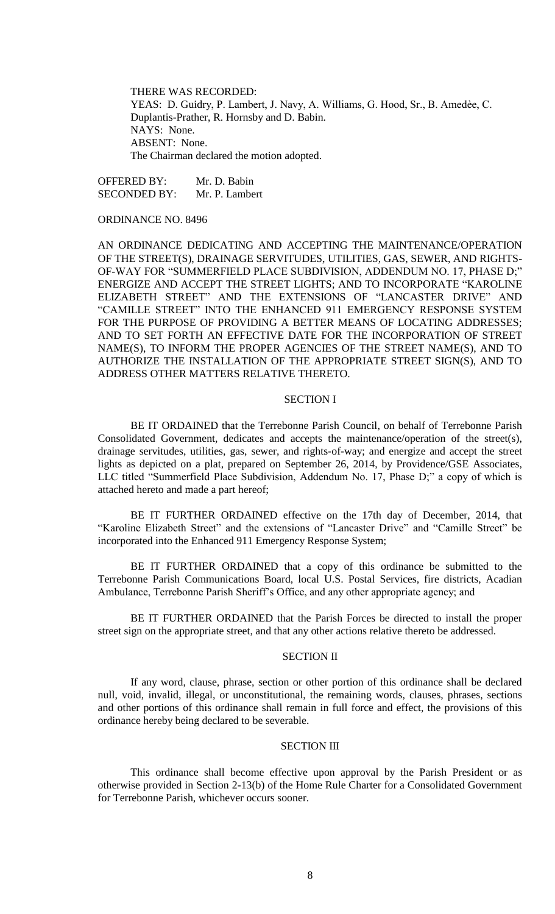THERE WAS RECORDED:
YEAS: D. Guidry, P. Lambert, J. Navy, A. Williams, G. Hood, Sr., B. Amedèe, C. Duplantis-Prather, R. Hornsby and D. Babin.
NAYS: None.
ABSENT: None.
The Chairman declared the motion adopted.

OFFERED BY: Mr. D. Babin
SECONDED BY: Mr. P. Lambert

ORDINANCE NO. 8496

AN ORDINANCE DEDICATING AND ACCEPTING THE MAINTENANCE/OPERATION OF THE STREET(S), DRAINAGE SERVITUDES, UTILITIES, GAS, SEWER, AND RIGHTS-OF-WAY FOR "SUMMERFIELD PLACE SUBDIVISION, ADDENDUM NO. 17, PHASE D;" ENERGIZE AND ACCEPT THE STREET LIGHTS; AND TO INCORPORATE "KAROLINE ELIZABETH STREET" AND THE EXTENSIONS OF "LANCASTER DRIVE" AND "CAMILLE STREET" INTO THE ENHANCED 911 EMERGENCY RESPONSE SYSTEM FOR THE PURPOSE OF PROVIDING A BETTER MEANS OF LOCATING ADDRESSES; AND TO SET FORTH AN EFFECTIVE DATE FOR THE INCORPORATION OF STREET NAME(S), TO INFORM THE PROPER AGENCIES OF THE STREET NAME(S), AND TO AUTHORIZE THE INSTALLATION OF THE APPROPRIATE STREET SIGN(S), AND TO ADDRESS OTHER MATTERS RELATIVE THERETO.

SECTION I

BE IT ORDAINED that the Terrebonne Parish Council, on behalf of Terrebonne Parish Consolidated Government, dedicates and accepts the maintenance/operation of the street(s), drainage servitudes, utilities, gas, sewer, and rights-of-way; and energize and accept the street lights as depicted on a plat, prepared on September 26, 2014, by Providence/GSE Associates, LLC titled "Summerfield Place Subdivision, Addendum No. 17, Phase D;" a copy of which is attached hereto and made a part hereof;

BE IT FURTHER ORDAINED effective on the 17th day of December, 2014, that "Karoline Elizabeth Street" and the extensions of "Lancaster Drive" and "Camille Street" be incorporated into the Enhanced 911 Emergency Response System;

BE IT FURTHER ORDAINED that a copy of this ordinance be submitted to the Terrebonne Parish Communications Board, local U.S. Postal Services, fire districts, Acadian Ambulance, Terrebonne Parish Sheriff's Office, and any other appropriate agency; and

BE IT FURTHER ORDAINED that the Parish Forces be directed to install the proper street sign on the appropriate street, and that any other actions relative thereto be addressed.

SECTION II

If any word, clause, phrase, section or other portion of this ordinance shall be declared null, void, invalid, illegal, or unconstitutional, the remaining words, clauses, phrases, sections and other portions of this ordinance shall remain in full force and effect, the provisions of this ordinance hereby being declared to be severable.

SECTION III

This ordinance shall become effective upon approval by the Parish President or as otherwise provided in Section 2-13(b) of the Home Rule Charter for a Consolidated Government for Terrebonne Parish, whichever occurs sooner.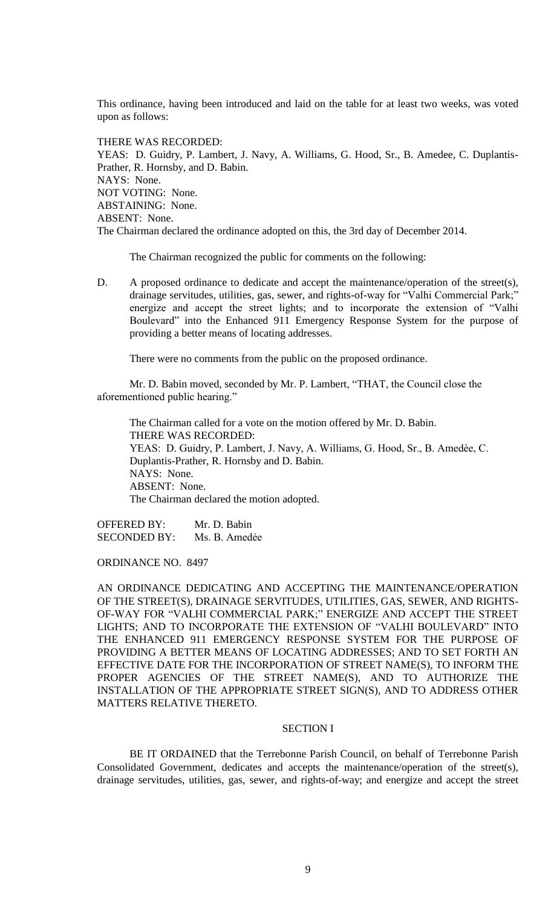This ordinance, having been introduced and laid on the table for at least two weeks, was voted upon as follows:

THERE WAS RECORDED:
YEAS: D. Guidry, P. Lambert, J. Navy, A. Williams, G. Hood, Sr., B. Amedee, C. Duplantis-Prather, R. Hornsby, and D. Babin.
NAYS: None.
NOT VOTING: None.
ABSTAINING: None.
ABSENT: None.
The Chairman declared the ordinance adopted on this, the 3rd day of December 2014.

The Chairman recognized the public for comments on the following:

D. A proposed ordinance to dedicate and accept the maintenance/operation of the street(s), drainage servitudes, utilities, gas, sewer, and rights-of-way for "Valhi Commercial Park;" energize and accept the street lights; and to incorporate the extension of "Valhi Boulevard" into the Enhanced 911 Emergency Response System for the purpose of providing a better means of locating addresses.

There were no comments from the public on the proposed ordinance.

Mr. D. Babin moved, seconded by Mr. P. Lambert, "THAT, the Council close the aforementioned public hearing."

The Chairman called for a vote on the motion offered by Mr. D. Babin.
THERE WAS RECORDED:
YEAS: D. Guidry, P. Lambert, J. Navy, A. Williams, G. Hood, Sr., B. Amedèe, C. Duplantis-Prather, R. Hornsby and D. Babin.
NAYS: None.
ABSENT: None.
The Chairman declared the motion adopted.

OFFERED BY: Mr. D. Babin
SECONDED BY: Ms. B. Amedèe

ORDINANCE NO. 8497

AN ORDINANCE DEDICATING AND ACCEPTING THE MAINTENANCE/OPERATION OF THE STREET(S), DRAINAGE SERVITUDES, UTILITIES, GAS, SEWER, AND RIGHTS-OF-WAY FOR "VALHI COMMERCIAL PARK;" ENERGIZE AND ACCEPT THE STREET LIGHTS; AND TO INCORPORATE THE EXTENSION OF "VALHI BOULEVARD" INTO THE ENHANCED 911 EMERGENCY RESPONSE SYSTEM FOR THE PURPOSE OF PROVIDING A BETTER MEANS OF LOCATING ADDRESSES; AND TO SET FORTH AN EFFECTIVE DATE FOR THE INCORPORATION OF STREET NAME(S), TO INFORM THE PROPER AGENCIES OF THE STREET NAME(S), AND TO AUTHORIZE THE INSTALLATION OF THE APPROPRIATE STREET SIGN(S), AND TO ADDRESS OTHER MATTERS RELATIVE THERETO.

SECTION I

BE IT ORDAINED that the Terrebonne Parish Council, on behalf of Terrebonne Parish Consolidated Government, dedicates and accepts the maintenance/operation of the street(s), drainage servitudes, utilities, gas, sewer, and rights-of-way; and energize and accept the street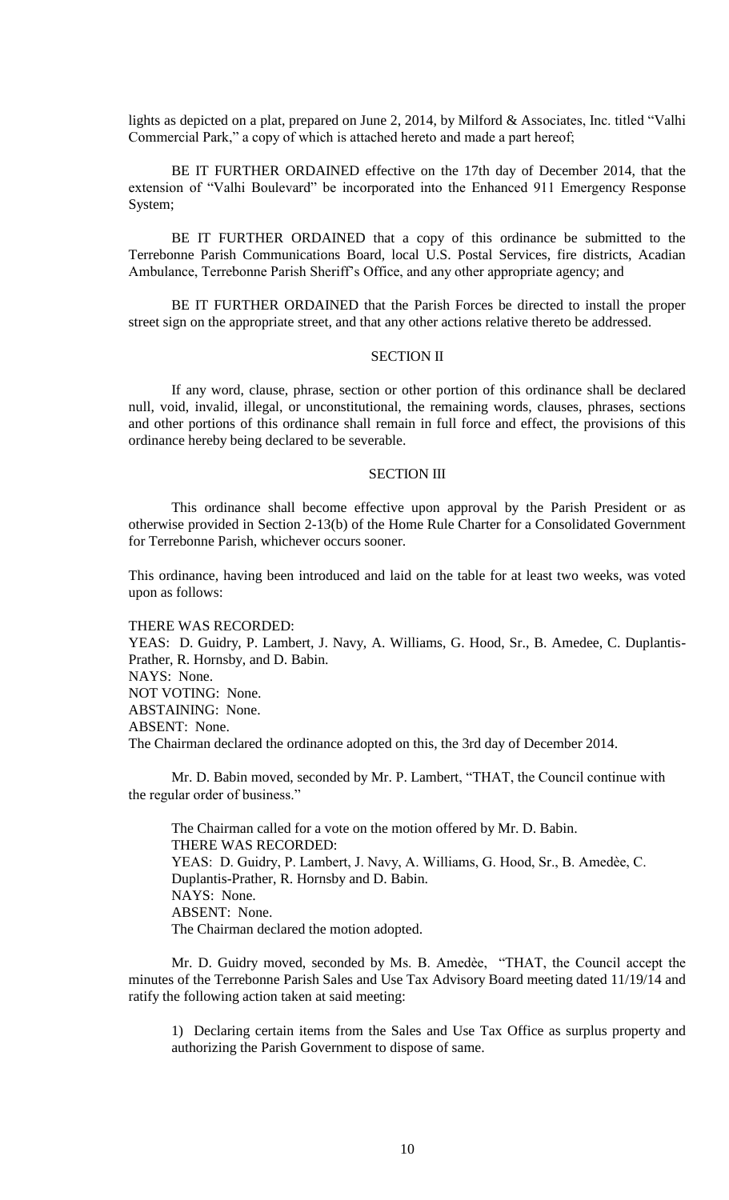lights as depicted on a plat, prepared on June 2, 2014, by Milford & Associates, Inc. titled "Valhi Commercial Park," a copy of which is attached hereto and made a part hereof;

BE IT FURTHER ORDAINED effective on the 17th day of December 2014, that the extension of "Valhi Boulevard" be incorporated into the Enhanced 911 Emergency Response System;

BE IT FURTHER ORDAINED that a copy of this ordinance be submitted to the Terrebonne Parish Communications Board, local U.S. Postal Services, fire districts, Acadian Ambulance, Terrebonne Parish Sheriff's Office, and any other appropriate agency; and

BE IT FURTHER ORDAINED that the Parish Forces be directed to install the proper street sign on the appropriate street, and that any other actions relative thereto be addressed.

SECTION II

If any word, clause, phrase, section or other portion of this ordinance shall be declared null, void, invalid, illegal, or unconstitutional, the remaining words, clauses, phrases, sections and other portions of this ordinance shall remain in full force and effect, the provisions of this ordinance hereby being declared to be severable.

SECTION III

This ordinance shall become effective upon approval by the Parish President or as otherwise provided in Section 2-13(b) of the Home Rule Charter for a Consolidated Government for Terrebonne Parish, whichever occurs sooner.

This ordinance, having been introduced and laid on the table for at least two weeks, was voted upon as follows:

THERE WAS RECORDED:
YEAS: D. Guidry, P. Lambert, J. Navy, A. Williams, G. Hood, Sr., B. Amedee, C. Duplantis-Prather, R. Hornsby, and D. Babin.
NAYS: None.
NOT VOTING: None.
ABSTAINING: None.
ABSENT: None.
The Chairman declared the ordinance adopted on this, the 3rd day of December 2014.

Mr. D. Babin moved, seconded by Mr. P. Lambert, "THAT, the Council continue with the regular order of business."

The Chairman called for a vote on the motion offered by Mr. D. Babin.
THERE WAS RECORDED:
YEAS: D. Guidry, P. Lambert, J. Navy, A. Williams, G. Hood, Sr., B. Amedèe, C. Duplantis-Prather, R. Hornsby and D. Babin.
NAYS: None.
ABSENT: None.
The Chairman declared the motion adopted.

Mr. D. Guidry moved, seconded by Ms. B. Amedèe, "THAT, the Council accept the minutes of the Terrebonne Parish Sales and Use Tax Advisory Board meeting dated 11/19/14 and ratify the following action taken at said meeting:

1) Declaring certain items from the Sales and Use Tax Office as surplus property and authorizing the Parish Government to dispose of same.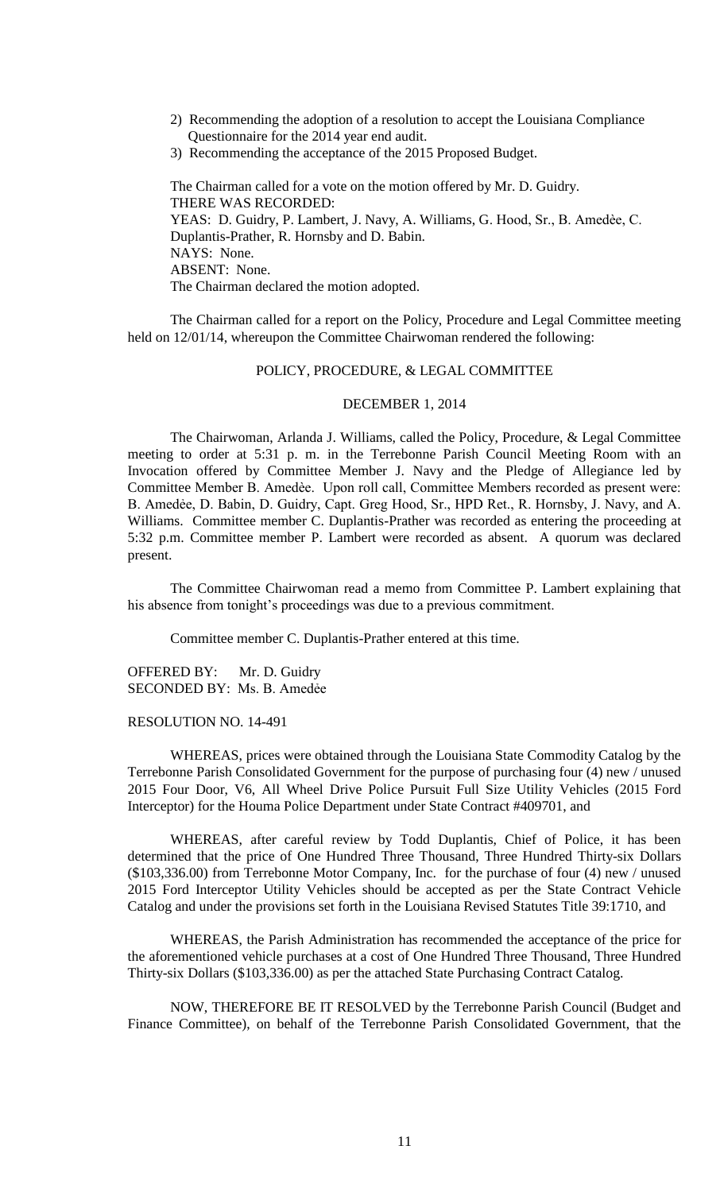2) Recommending the adoption of a resolution to accept the Louisiana Compliance Questionnaire for the 2014 year end audit.
3) Recommending the acceptance of the 2015 Proposed Budget.

The Chairman called for a vote on the motion offered by Mr. D. Guidry.
THERE WAS RECORDED:
YEAS: D. Guidry, P. Lambert, J. Navy, A. Williams, G. Hood, Sr., B. Amedèe, C. Duplantis-Prather, R. Hornsby and D. Babin.
NAYS: None.
ABSENT: None.
The Chairman declared the motion adopted.

The Chairman called for a report on the Policy, Procedure and Legal Committee meeting held on 12/01/14, whereupon the Committee Chairwoman rendered the following:

POLICY, PROCEDURE, & LEGAL COMMITTEE

DECEMBER 1, 2014

The Chairwoman, Arlanda J. Williams, called the Policy, Procedure, & Legal Committee meeting to order at 5:31 p. m. in the Terrebonne Parish Council Meeting Room with an Invocation offered by Committee Member J. Navy and the Pledge of Allegiance led by Committee Member B. Amedѐe. Upon roll call, Committee Members recorded as present were: B. Amedѐe, D. Babin, D. Guidry, Capt. Greg Hood, Sr., HPD Ret., R. Hornsby, J. Navy, and A. Williams. Committee member C. Duplantis-Prather was recorded as entering the proceeding at 5:32 p.m. Committee member P. Lambert were recorded as absent. A quorum was declared present.

The Committee Chairwoman read a memo from Committee P. Lambert explaining that his absence from tonight's proceedings was due to a previous commitment.

Committee member C. Duplantis-Prather entered at this time.

OFFERED BY: Mr. D. Guidry
SECONDED BY: Ms. B. Amedѐe

RESOLUTION NO. 14-491

WHEREAS, prices were obtained through the Louisiana State Commodity Catalog by the Terrebonne Parish Consolidated Government for the purpose of purchasing four (4) new / unused 2015 Four Door, V6, All Wheel Drive Police Pursuit Full Size Utility Vehicles (2015 Ford Interceptor) for the Houma Police Department under State Contract #409701, and

WHEREAS, after careful review by Todd Duplantis, Chief of Police, it has been determined that the price of One Hundred Three Thousand, Three Hundred Thirty-six Dollars ($103,336.00) from Terrebonne Motor Company, Inc. for the purchase of four (4) new / unused 2015 Ford Interceptor Utility Vehicles should be accepted as per the State Contract Vehicle Catalog and under the provisions set forth in the Louisiana Revised Statutes Title 39:1710, and

WHEREAS, the Parish Administration has recommended the acceptance of the price for the aforementioned vehicle purchases at a cost of One Hundred Three Thousand, Three Hundred Thirty-six Dollars ($103,336.00) as per the attached State Purchasing Contract Catalog.

NOW, THEREFORE BE IT RESOLVED by the Terrebonne Parish Council (Budget and Finance Committee), on behalf of the Terrebonne Parish Consolidated Government, that the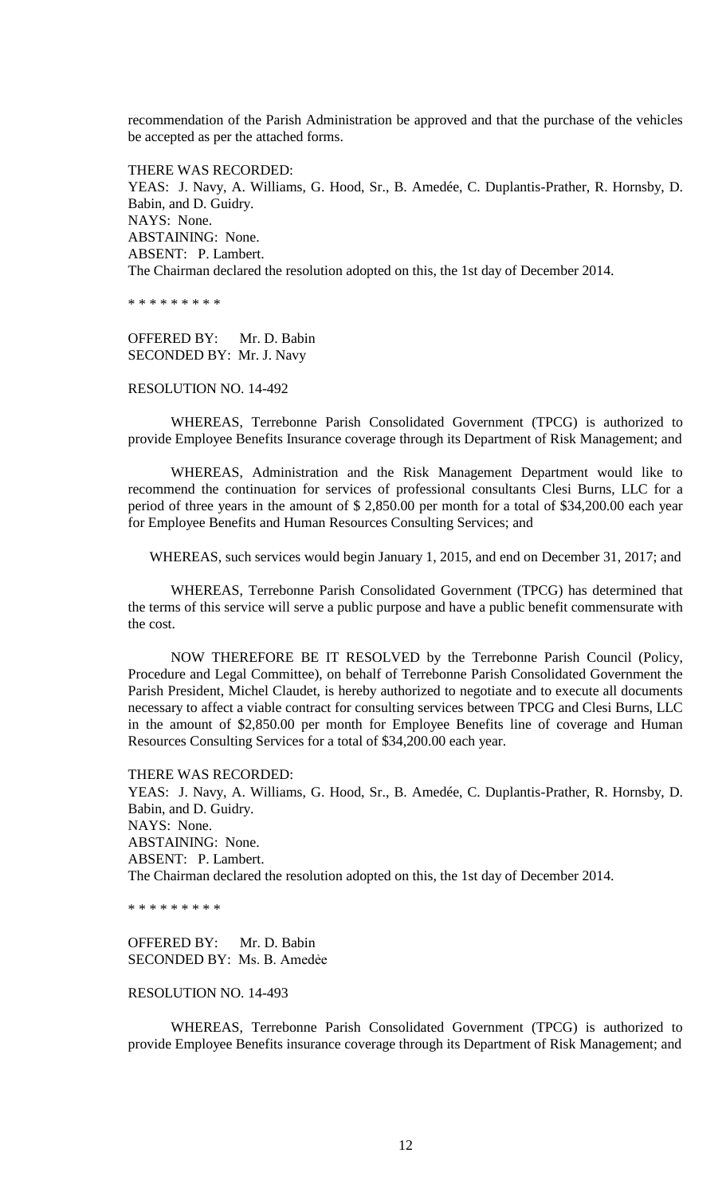recommendation of the Parish Administration be approved and that the purchase of the vehicles be accepted as per the attached forms.

THERE WAS RECORDED:
YEAS: J. Navy, A. Williams, G. Hood, Sr., B. Amedée, C. Duplantis-Prather, R. Hornsby, D. Babin, and D. Guidry.
NAYS: None.
ABSTAINING: None.
ABSENT: P. Lambert.
The Chairman declared the resolution adopted on this, the 1st day of December 2014.

\* \* \* \* \* \* \* \* \*

OFFERED BY: Mr. D. Babin
SECONDED BY: Mr. J. Navy

RESOLUTION NO. 14-492

WHEREAS, Terrebonne Parish Consolidated Government (TPCG) is authorized to provide Employee Benefits Insurance coverage through its Department of Risk Management; and

WHEREAS, Administration and the Risk Management Department would like to recommend the continuation for services of professional consultants Clesi Burns, LLC for a period of three years in the amount of $ 2,850.00 per month for a total of $34,200.00 each year for Employee Benefits and Human Resources Consulting Services; and

WHEREAS, such services would begin January 1, 2015, and end on December 31, 2017; and

WHEREAS, Terrebonne Parish Consolidated Government (TPCG) has determined that the terms of this service will serve a public purpose and have a public benefit commensurate with the cost.

NOW THEREFORE BE IT RESOLVED by the Terrebonne Parish Council (Policy, Procedure and Legal Committee), on behalf of Terrebonne Parish Consolidated Government the Parish President, Michel Claudet, is hereby authorized to negotiate and to execute all documents necessary to affect a viable contract for consulting services between TPCG and Clesi Burns, LLC in the amount of $2,850.00 per month for Employee Benefits line of coverage and Human Resources Consulting Services for a total of $34,200.00 each year.

THERE WAS RECORDED:
YEAS: J. Navy, A. Williams, G. Hood, Sr., B. Amedée, C. Duplantis-Prather, R. Hornsby, D. Babin, and D. Guidry.
NAYS: None.
ABSTAINING: None.
ABSENT: P. Lambert.
The Chairman declared the resolution adopted on this, the 1st day of December 2014.

\* \* \* \* \* \* \* \* \*

OFFERED BY: Mr. D. Babin
SECONDED BY: Ms. B. Amedėe

RESOLUTION NO. 14-493

WHEREAS, Terrebonne Parish Consolidated Government (TPCG) is authorized to provide Employee Benefits insurance coverage through its Department of Risk Management; and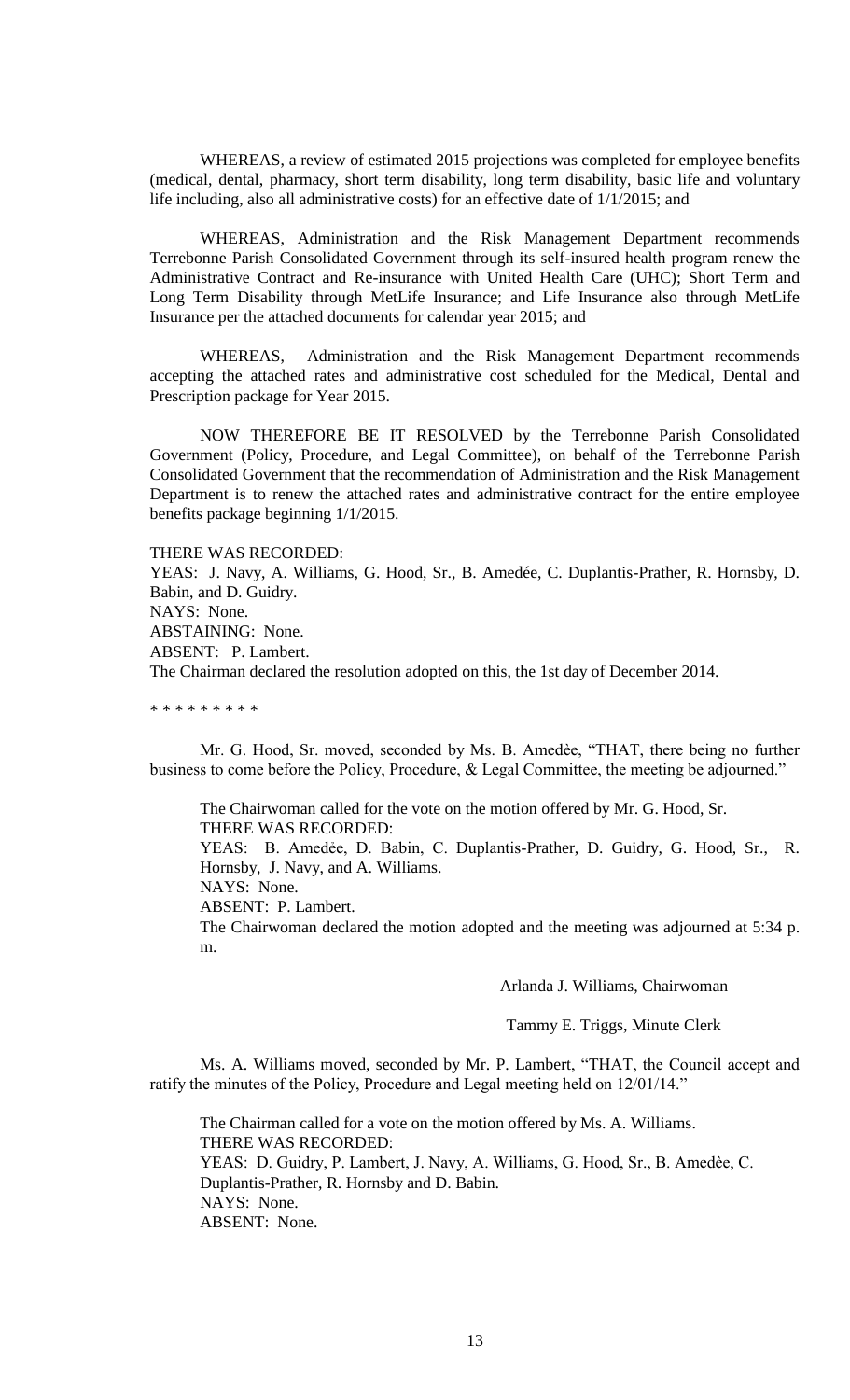WHEREAS, a review of estimated 2015 projections was completed for employee benefits (medical, dental, pharmacy, short term disability, long term disability, basic life and voluntary life including, also all administrative costs) for an effective date of 1/1/2015; and

WHEREAS, Administration and the Risk Management Department recommends Terrebonne Parish Consolidated Government through its self-insured health program renew the Administrative Contract and Re-insurance with United Health Care (UHC); Short Term and Long Term Disability through MetLife Insurance; and Life Insurance also through MetLife Insurance per the attached documents for calendar year 2015; and

WHEREAS, Administration and the Risk Management Department recommends accepting the attached rates and administrative cost scheduled for the Medical, Dental and Prescription package for Year 2015.

NOW THEREFORE BE IT RESOLVED by the Terrebonne Parish Consolidated Government (Policy, Procedure, and Legal Committee), on behalf of the Terrebonne Parish Consolidated Government that the recommendation of Administration and the Risk Management Department is to renew the attached rates and administrative contract for the entire employee benefits package beginning 1/1/2015.

THERE WAS RECORDED:
YEAS: J. Navy, A. Williams, G. Hood, Sr., B. Amedée, C. Duplantis-Prather, R. Hornsby, D. Babin, and D. Guidry.
NAYS: None.
ABSTAINING: None.
ABSENT: P. Lambert.
The Chairman declared the resolution adopted on this, the 1st day of December 2014.

* * * * * * * * *

Mr. G. Hood, Sr. moved, seconded by Ms. B. Amedèe, "THAT, there being no further business to come before the Policy, Procedure, & Legal Committee, the meeting be adjourned."

The Chairwoman called for the vote on the motion offered by Mr. G. Hood, Sr.
THERE WAS RECORDED:
YEAS: B. Amedée, D. Babin, C. Duplantis-Prather, D. Guidry, G. Hood, Sr., R. Hornsby, J. Navy, and A. Williams.
NAYS: None.
ABSENT: P. Lambert.
The Chairwoman declared the motion adopted and the meeting was adjourned at 5:34 p. m.

Arlanda J. Williams, Chairwoman

Tammy E. Triggs, Minute Clerk

Ms. A. Williams moved, seconded by Mr. P. Lambert, "THAT, the Council accept and ratify the minutes of the Policy, Procedure and Legal meeting held on 12/01/14."

The Chairman called for a vote on the motion offered by Ms. A. Williams.
THERE WAS RECORDED:
YEAS: D. Guidry, P. Lambert, J. Navy, A. Williams, G. Hood, Sr., B. Amedèe, C. Duplantis-Prather, R. Hornsby and D. Babin.
NAYS: None.
ABSENT: None.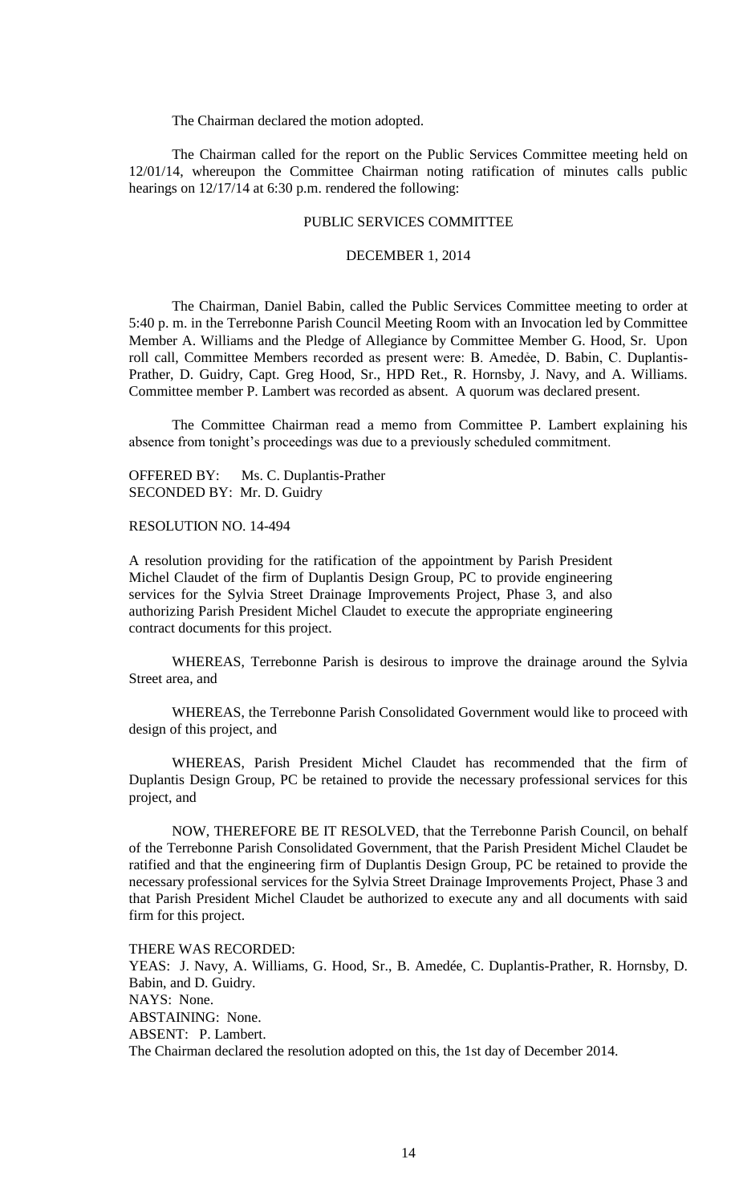The Chairman declared the motion adopted.

The Chairman called for the report on the Public Services Committee meeting held on 12/01/14, whereupon the Committee Chairman noting ratification of minutes calls public hearings on 12/17/14 at 6:30 p.m. rendered the following:

PUBLIC SERVICES COMMITTEE

DECEMBER 1, 2014

The Chairman, Daniel Babin, called the Public Services Committee meeting to order at 5:40 p. m. in the Terrebonne Parish Council Meeting Room with an Invocation led by Committee Member A. Williams and the Pledge of Allegiance by Committee Member G. Hood, Sr. Upon roll call, Committee Members recorded as present were: B. Amedèe, D. Babin, C. Duplantis-Prather, D. Guidry, Capt. Greg Hood, Sr., HPD Ret., R. Hornsby, J. Navy, and A. Williams. Committee member P. Lambert was recorded as absent. A quorum was declared present.

The Committee Chairman read a memo from Committee P. Lambert explaining his absence from tonight's proceedings was due to a previously scheduled commitment.

OFFERED BY: Ms. C. Duplantis-Prather
SECONDED BY: Mr. D. Guidry

RESOLUTION NO. 14-494

A resolution providing for the ratification of the appointment by Parish President Michel Claudet of the firm of Duplantis Design Group, PC to provide engineering services for the Sylvia Street Drainage Improvements Project, Phase 3, and also authorizing Parish President Michel Claudet to execute the appropriate engineering contract documents for this project.

WHEREAS, Terrebonne Parish is desirous to improve the drainage around the Sylvia Street area, and

WHEREAS, the Terrebonne Parish Consolidated Government would like to proceed with design of this project, and

WHEREAS, Parish President Michel Claudet has recommended that the firm of Duplantis Design Group, PC be retained to provide the necessary professional services for this project, and

NOW, THEREFORE BE IT RESOLVED, that the Terrebonne Parish Council, on behalf of the Terrebonne Parish Consolidated Government, that the Parish President Michel Claudet be ratified and that the engineering firm of Duplantis Design Group, PC be retained to provide the necessary professional services for the Sylvia Street Drainage Improvements Project, Phase 3 and that Parish President Michel Claudet be authorized to execute any and all documents with said firm for this project.

THERE WAS RECORDED:
YEAS: J. Navy, A. Williams, G. Hood, Sr., B. Amedée, C. Duplantis-Prather, R. Hornsby, D. Babin, and D. Guidry.
NAYS: None.
ABSTAINING: None.
ABSENT: P. Lambert.
The Chairman declared the resolution adopted on this, the 1st day of December 2014.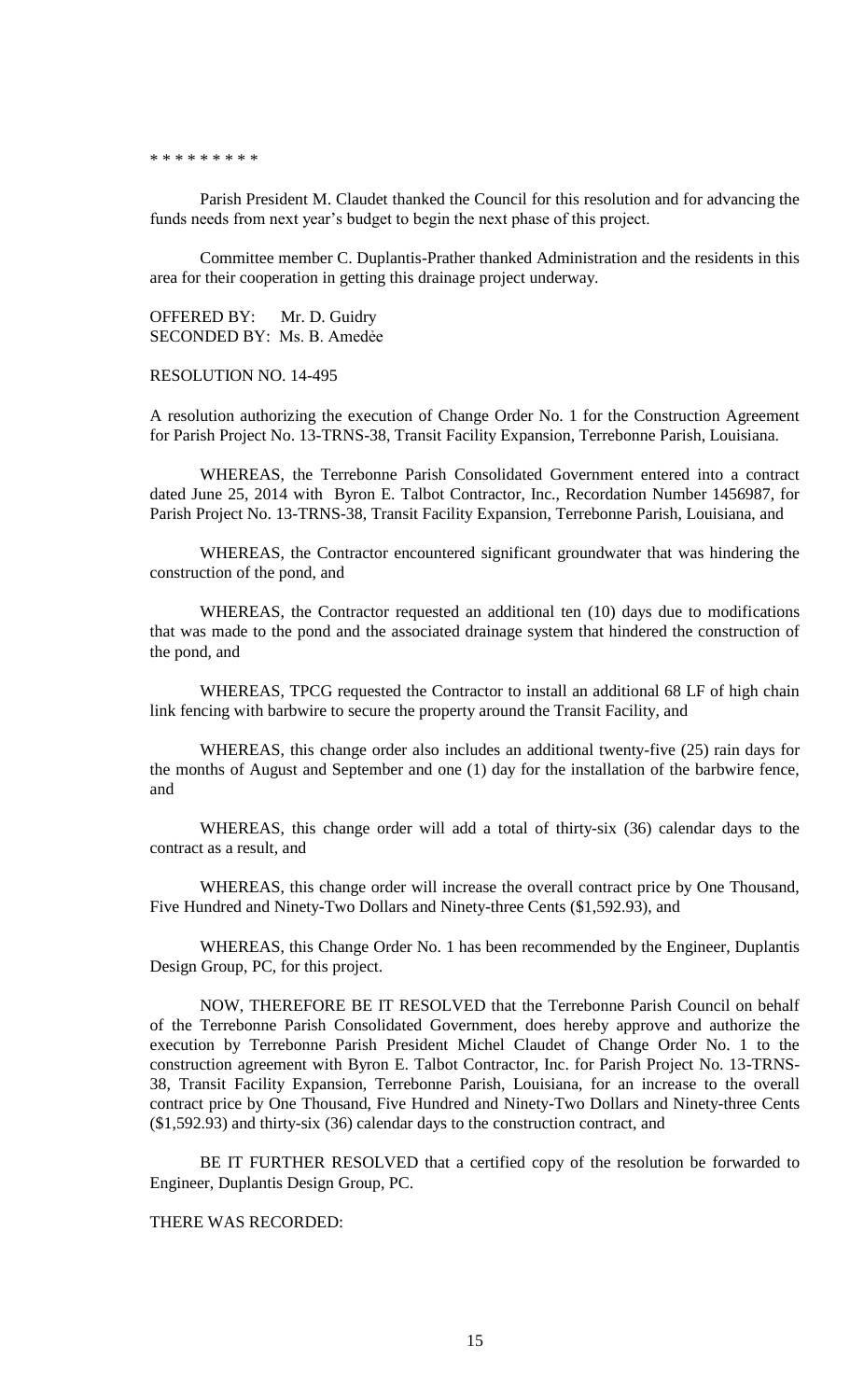* * * * * * * * *

Parish President M. Claudet thanked the Council for this resolution and for advancing the funds needs from next year's budget to begin the next phase of this project.

Committee member C. Duplantis-Prather thanked Administration and the residents in this area for their cooperation in getting this drainage project underway.

OFFERED BY: Mr. D. Guidry
SECONDED BY: Ms. B. Amedèe

RESOLUTION NO. 14-495

A resolution authorizing the execution of Change Order No. 1 for the Construction Agreement for Parish Project No. 13-TRNS-38, Transit Facility Expansion, Terrebonne Parish, Louisiana.

WHEREAS, the Terrebonne Parish Consolidated Government entered into a contract dated June 25, 2014 with Byron E. Talbot Contractor, Inc., Recordation Number 1456987, for Parish Project No. 13-TRNS-38, Transit Facility Expansion, Terrebonne Parish, Louisiana, and

WHEREAS, the Contractor encountered significant groundwater that was hindering the construction of the pond, and

WHEREAS, the Contractor requested an additional ten (10) days due to modifications that was made to the pond and the associated drainage system that hindered the construction of the pond, and

WHEREAS, TPCG requested the Contractor to install an additional 68 LF of high chain link fencing with barbwire to secure the property around the Transit Facility, and

WHEREAS, this change order also includes an additional twenty-five (25) rain days for the months of August and September and one (1) day for the installation of the barbwire fence, and

WHEREAS, this change order will add a total of thirty-six (36) calendar days to the contract as a result, and

WHEREAS, this change order will increase the overall contract price by One Thousand, Five Hundred and Ninety-Two Dollars and Ninety-three Cents ($1,592.93), and

WHEREAS, this Change Order No. 1 has been recommended by the Engineer, Duplantis Design Group, PC, for this project.

NOW, THEREFORE BE IT RESOLVED that the Terrebonne Parish Council on behalf of the Terrebonne Parish Consolidated Government, does hereby approve and authorize the execution by Terrebonne Parish President Michel Claudet of Change Order No. 1 to the construction agreement with Byron E. Talbot Contractor, Inc. for Parish Project No. 13-TRNS-38, Transit Facility Expansion, Terrebonne Parish, Louisiana, for an increase to the overall contract price by One Thousand, Five Hundred and Ninety-Two Dollars and Ninety-three Cents ($1,592.93) and thirty-six (36) calendar days to the construction contract, and

BE IT FURTHER RESOLVED that a certified copy of the resolution be forwarded to Engineer, Duplantis Design Group, PC.

THERE WAS RECORDED: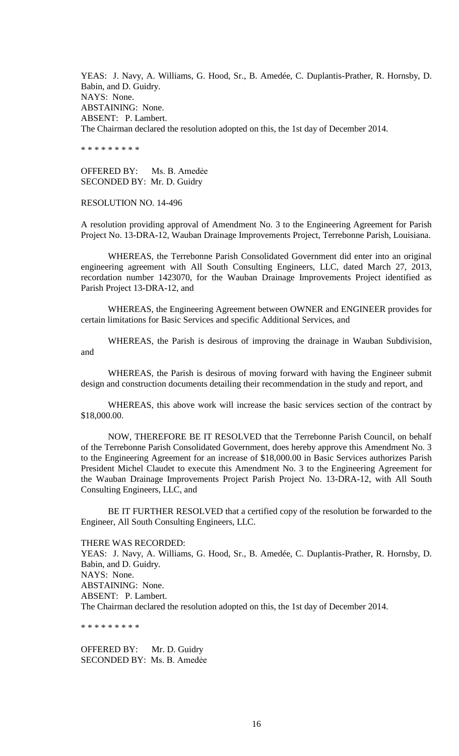YEAS: J. Navy, A. Williams, G. Hood, Sr., B. Amedée, C. Duplantis-Prather, R. Hornsby, D. Babin, and D. Guidry.
NAYS: None.
ABSTAINING: None.
ABSENT: P. Lambert.
The Chairman declared the resolution adopted on this, the 1st day of December 2014.

* * * * * * * * *

OFFERED BY: Ms. B. Amedẻe
SECONDED BY: Mr. D. Guidry

RESOLUTION NO. 14-496

A resolution providing approval of Amendment No. 3 to the Engineering Agreement for Parish Project No. 13-DRA-12, Wauban Drainage Improvements Project, Terrebonne Parish, Louisiana.

WHEREAS, the Terrebonne Parish Consolidated Government did enter into an original engineering agreement with All South Consulting Engineers, LLC, dated March 27, 2013, recordation number 1423070, for the Wauban Drainage Improvements Project identified as Parish Project 13-DRA-12, and

WHEREAS, the Engineering Agreement between OWNER and ENGINEER provides for certain limitations for Basic Services and specific Additional Services, and

WHEREAS, the Parish is desirous of improving the drainage in Wauban Subdivision, and

WHEREAS, the Parish is desirous of moving forward with having the Engineer submit design and construction documents detailing their recommendation in the study and report, and

WHEREAS, this above work will increase the basic services section of the contract by $18,000.00.

NOW, THEREFORE BE IT RESOLVED that the Terrebonne Parish Council, on behalf of the Terrebonne Parish Consolidated Government, does hereby approve this Amendment No. 3 to the Engineering Agreement for an increase of $18,000.00 in Basic Services authorizes Parish President Michel Claudet to execute this Amendment No. 3 to the Engineering Agreement for the Wauban Drainage Improvements Project Parish Project No. 13-DRA-12, with All South Consulting Engineers, LLC, and

BE IT FURTHER RESOLVED that a certified copy of the resolution be forwarded to the Engineer, All South Consulting Engineers, LLC.

THERE WAS RECORDED:
YEAS: J. Navy, A. Williams, G. Hood, Sr., B. Amedée, C. Duplantis-Prather, R. Hornsby, D. Babin, and D. Guidry.
NAYS: None.
ABSTAINING: None.
ABSENT: P. Lambert.
The Chairman declared the resolution adopted on this, the 1st day of December 2014.

* * * * * * * * *

OFFERED BY: Mr. D. Guidry
SECONDED BY: Ms. B. Amedẻe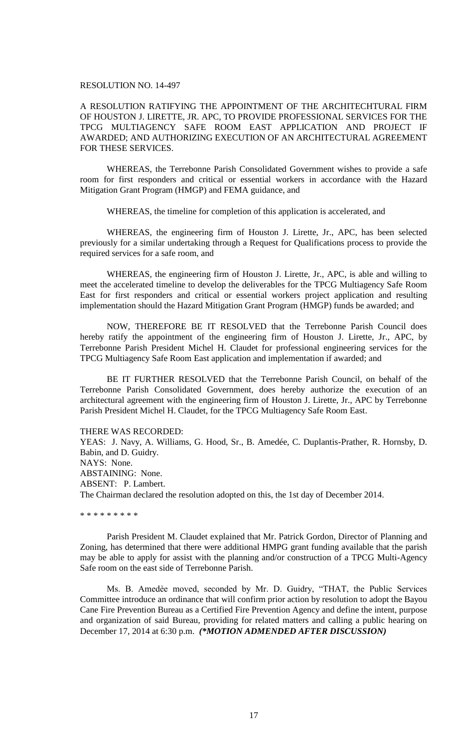RESOLUTION NO. 14-497

A RESOLUTION RATIFYING THE APPOINTMENT OF THE ARCHITECHTURAL FIRM OF HOUSTON J. LIRETTE, JR. APC, TO PROVIDE PROFESSIONAL SERVICES FOR THE TPCG MULTIAGENCY SAFE ROOM EAST APPLICATION AND PROJECT IF AWARDED; AND AUTHORIZING EXECUTION OF AN ARCHITECTURAL AGREEMENT FOR THESE SERVICES.

WHEREAS, the Terrebonne Parish Consolidated Government wishes to provide a safe room for first responders and critical or essential workers in accordance with the Hazard Mitigation Grant Program (HMGP) and FEMA guidance, and

WHEREAS, the timeline for completion of this application is accelerated, and

WHEREAS, the engineering firm of Houston J. Lirette, Jr., APC, has been selected previously for a similar undertaking through a Request for Qualifications process to provide the required services for a safe room, and

WHEREAS, the engineering firm of Houston J. Lirette, Jr., APC, is able and willing to meet the accelerated timeline to develop the deliverables for the TPCG Multiagency Safe Room East for first responders and critical or essential workers project application and resulting implementation should the Hazard Mitigation Grant Program (HMGP) funds be awarded; and

NOW, THEREFORE BE IT RESOLVED that the Terrebonne Parish Council does hereby ratify the appointment of the engineering firm of Houston J. Lirette, Jr., APC, by Terrebonne Parish President Michel H. Claudet for professional engineering services for the TPCG Multiagency Safe Room East application and implementation if awarded; and

BE IT FURTHER RESOLVED that the Terrebonne Parish Council, on behalf of the Terrebonne Parish Consolidated Government, does hereby authorize the execution of an architectural agreement with the engineering firm of Houston J. Lirette, Jr., APC by Terrebonne Parish President Michel H. Claudet, for the TPCG Multiagency Safe Room East.

THERE WAS RECORDED:
YEAS: J. Navy, A. Williams, G. Hood, Sr., B. Amedée, C. Duplantis-Prather, R. Hornsby, D. Babin, and D. Guidry.
NAYS: None.
ABSTAINING: None.
ABSENT: P. Lambert.
The Chairman declared the resolution adopted on this, the 1st day of December 2014.

\* \* \* \* \* \* \* \* \*

Parish President M. Claudet explained that Mr. Patrick Gordon, Director of Planning and Zoning, has determined that there were additional HMPG grant funding available that the parish may be able to apply for assist with the planning and/or construction of a TPCG Multi-Agency Safe room on the east side of Terrebonne Parish.

Ms. B. Amedèe moved, seconded by Mr. D. Guidry, "THAT, the Public Services Committee introduce an ordinance that will confirm prior action by resolution to adopt the Bayou Cane Fire Prevention Bureau as a Certified Fire Prevention Agency and define the intent, purpose and organization of said Bureau, providing for related matters and calling a public hearing on December 17, 2014 at 6:30 p.m. ***(\*MOTION ADMENDED AFTER DISCUSSION)***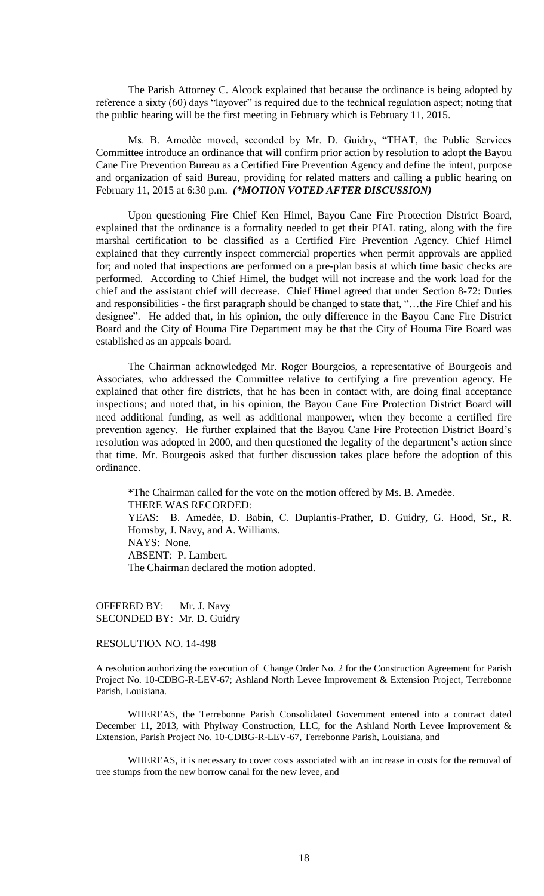The Parish Attorney C. Alcock explained that because the ordinance is being adopted by reference a sixty (60) days "layover" is required due to the technical regulation aspect; noting that the public hearing will be the first meeting in February which is February 11, 2015.

Ms. B. Amedèe moved, seconded by Mr. D. Guidry, "THAT, the Public Services Committee introduce an ordinance that will confirm prior action by resolution to adopt the Bayou Cane Fire Prevention Bureau as a Certified Fire Prevention Agency and define the intent, purpose and organization of said Bureau, providing for related matters and calling a public hearing on February 11, 2015 at 6:30 p.m. ***(\*MOTION VOTED AFTER DISCUSSION)***

Upon questioning Fire Chief Ken Himel, Bayou Cane Fire Protection District Board, explained that the ordinance is a formality needed to get their PIAL rating, along with the fire marshal certification to be classified as a Certified Fire Prevention Agency. Chief Himel explained that they currently inspect commercial properties when permit approvals are applied for; and noted that inspections are performed on a pre-plan basis at which time basic checks are performed. According to Chief Himel, the budget will not increase and the work load for the chief and the assistant chief will decrease. Chief Himel agreed that under Section 8-72: Duties and responsibilities - the first paragraph should be changed to state that, "…the Fire Chief and his designee". He added that, in his opinion, the only difference in the Bayou Cane Fire District Board and the City of Houma Fire Department may be that the City of Houma Fire Board was established as an appeals board.

The Chairman acknowledged Mr. Roger Bourgeios, a representative of Bourgeois and Associates, who addressed the Committee relative to certifying a fire prevention agency. He explained that other fire districts, that he has been in contact with, are doing final acceptance inspections; and noted that, in his opinion, the Bayou Cane Fire Protection District Board will need additional funding, as well as additional manpower, when they become a certified fire prevention agency. He further explained that the Bayou Cane Fire Protection District Board's resolution was adopted in 2000, and then questioned the legality of the department's action since that time. Mr. Bourgeois asked that further discussion takes place before the adoption of this ordinance.

\*The Chairman called for the vote on the motion offered by Ms. B. Amedèe.
THERE WAS RECORDED:
YEAS: B. Amedèe, D. Babin, C. Duplantis-Prather, D. Guidry, G. Hood, Sr., R. Hornsby, J. Navy, and A. Williams.
NAYS: None.
ABSENT: P. Lambert.
The Chairman declared the motion adopted.

OFFERED BY: Mr. J. Navy
SECONDED BY: Mr. D. Guidry

RESOLUTION NO. 14-498

A resolution authorizing the execution of Change Order No. 2 for the Construction Agreement for Parish Project No. 10-CDBG-R-LEV-67; Ashland North Levee Improvement & Extension Project, Terrebonne Parish, Louisiana.

WHEREAS, the Terrebonne Parish Consolidated Government entered into a contract dated December 11, 2013, with Phylway Construction, LLC, for the Ashland North Levee Improvement & Extension, Parish Project No. 10-CDBG-R-LEV-67, Terrebonne Parish, Louisiana, and

WHEREAS, it is necessary to cover costs associated with an increase in costs for the removal of tree stumps from the new borrow canal for the new levee, and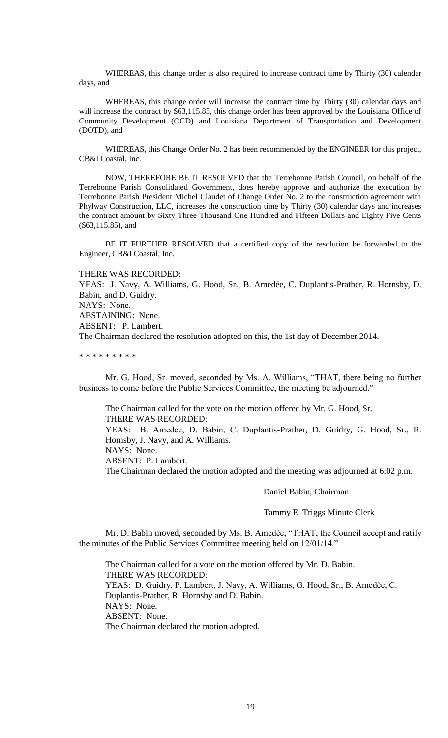WHEREAS, this change order is also required to increase contract time by Thirty (30) calendar days, and

WHEREAS, this change order will increase the contract time by Thirty (30) calendar days and will increase the contract by $63,115.85, this change order has been approved by the Louisiana Office of Community Development (OCD) and Louisiana Department of Transportation and Development (DOTD), and

WHEREAS, this Change Order No. 2 has been recommended by the ENGINEER for this project, CB&I Coastal, Inc.

NOW, THEREFORE BE IT RESOLVED that the Terrebonne Parish Council, on behalf of the Terrebonne Parish Consolidated Government, does hereby approve and authorize the execution by Terrebonne Parish President Michel Claudet of Change Order No. 2 to the construction agreement with Phylway Construction, LLC, increases the construction time by Thirty (30) calendar days and increases the contract amount by Sixty Three Thousand One Hundred and Fifteen Dollars and Eighty Five Cents ($63,115.85), and

BE IT FURTHER RESOLVED that a certified copy of the resolution be forwarded to the Engineer, CB&I Coastal, Inc.

THERE WAS RECORDED:
YEAS: J. Navy, A. Williams, G. Hood, Sr., B. Amedée, C. Duplantis-Prather, R. Hornsby, D. Babin, and D. Guidry.
NAYS: None.
ABSTAINING: None.
ABSENT: P. Lambert.
The Chairman declared the resolution adopted on this, the 1st day of December 2014.

\* \* \* \* \* \* \* \* \*

Mr. G. Hood, Sr. moved, seconded by Ms. A. Williams, "THAT, there being no further business to come before the Public Services Committee, the meeting be adjourned."

The Chairman called for the vote on the motion offered by Mr. G. Hood, Sr.
THERE WAS RECORDED:
YEAS: B. Amedée, D. Babin, C. Duplantis-Prather, D. Guidry, G. Hood, Sr., R. Hornsby, J. Navy, and A. Williams.
NAYS: None.
ABSENT: P. Lambert.
The Chairman declared the motion adopted and the meeting was adjourned at 6:02 p.m.

Daniel Babin, Chairman

Tammy E. Triggs Minute Clerk

Mr. D. Babin moved, seconded by Ms. B. Amedèe, "THAT, the Council accept and ratify the minutes of the Public Services Committee meeting held on 12/01/14."

The Chairman called for a vote on the motion offered by Mr. D. Babin.
THERE WAS RECORDED:
YEAS: D. Guidry, P. Lambert, J. Navy, A. Williams, G. Hood, Sr., B. Amedèe, C. Duplantis-Prather, R. Hornsby and D. Babin.
NAYS: None.
ABSENT: None.
The Chairman declared the motion adopted.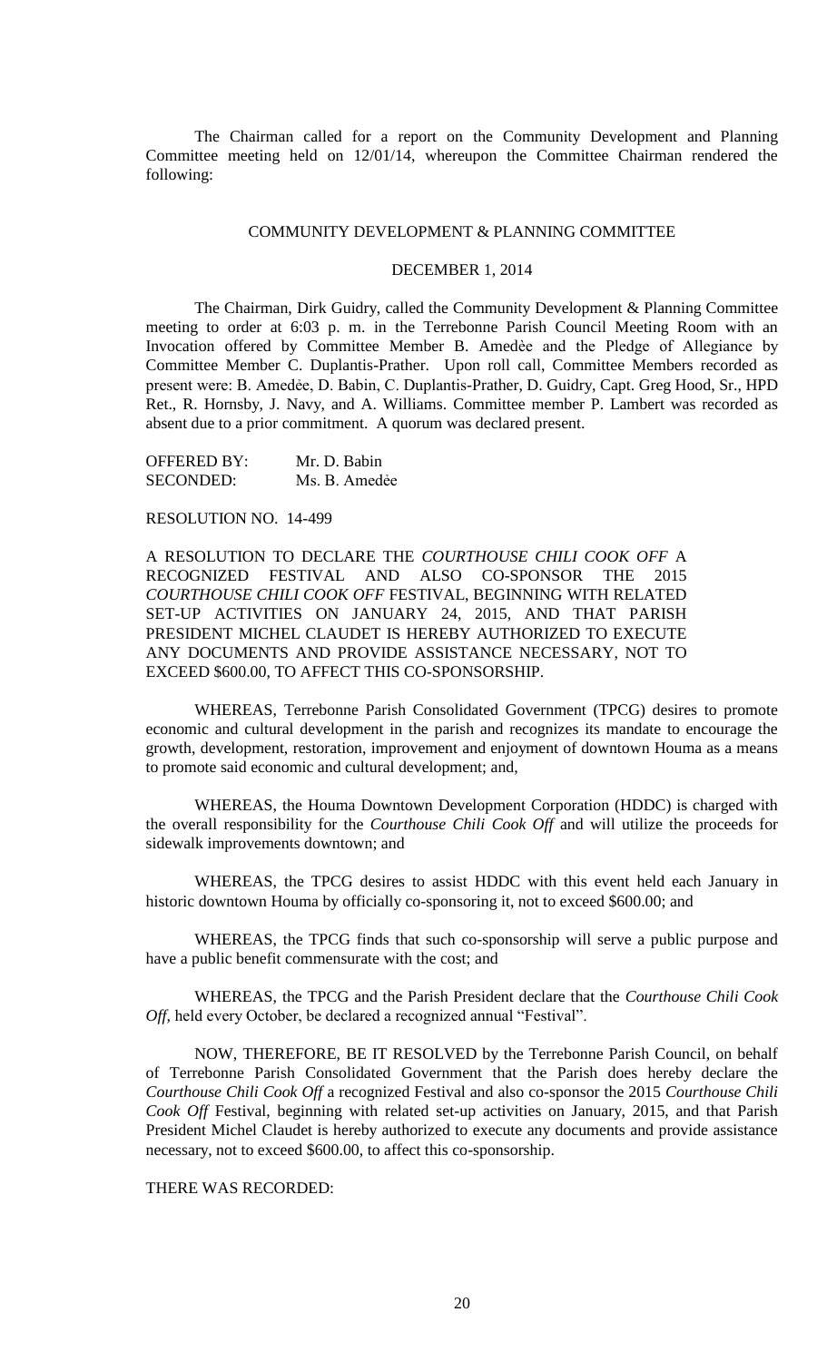The Chairman called for a report on the Community Development and Planning Committee meeting held on 12/01/14, whereupon the Committee Chairman rendered the following:

COMMUNITY DEVELOPMENT & PLANNING COMMITTEE

DECEMBER 1, 2014

The Chairman, Dirk Guidry, called the Community Development & Planning Committee meeting to order at 6:03 p. m. in the Terrebonne Parish Council Meeting Room with an Invocation offered by Committee Member B. Amedèe and the Pledge of Allegiance by Committee Member C. Duplantis-Prather. Upon roll call, Committee Members recorded as present were: B. Amedèe, D. Babin, C. Duplantis-Prather, D. Guidry, Capt. Greg Hood, Sr., HPD Ret., R. Hornsby, J. Navy, and A. Williams. Committee member P. Lambert was recorded as absent due to a prior commitment. A quorum was declared present.

OFFERED BY: Mr. D. Babin
SECONDED: Ms. B. Amedèe

RESOLUTION NO. 14-499

A RESOLUTION TO DECLARE THE *COURTHOUSE CHILI COOK OFF* A RECOGNIZED FESTIVAL AND ALSO CO-SPONSOR THE 2015 *COURTHOUSE CHILI COOK OFF* FESTIVAL, BEGINNING WITH RELATED SET-UP ACTIVITIES ON JANUARY 24, 2015, AND THAT PARISH PRESIDENT MICHEL CLAUDET IS HEREBY AUTHORIZED TO EXECUTE ANY DOCUMENTS AND PROVIDE ASSISTANCE NECESSARY, NOT TO EXCEED $600.00, TO AFFECT THIS CO-SPONSORSHIP.

WHEREAS, Terrebonne Parish Consolidated Government (TPCG) desires to promote economic and cultural development in the parish and recognizes its mandate to encourage the growth, development, restoration, improvement and enjoyment of downtown Houma as a means to promote said economic and cultural development; and,

WHEREAS, the Houma Downtown Development Corporation (HDDC) is charged with the overall responsibility for the *Courthouse Chili Cook Off* and will utilize the proceeds for sidewalk improvements downtown; and

WHEREAS, the TPCG desires to assist HDDC with this event held each January in historic downtown Houma by officially co-sponsoring it, not to exceed $600.00; and

WHEREAS, the TPCG finds that such co-sponsorship will serve a public purpose and have a public benefit commensurate with the cost; and

WHEREAS, the TPCG and the Parish President declare that the *Courthouse Chili Cook Off*, held every October, be declared a recognized annual "Festival".

NOW, THEREFORE, BE IT RESOLVED by the Terrebonne Parish Council, on behalf of Terrebonne Parish Consolidated Government that the Parish does hereby declare the *Courthouse Chili Cook Off* a recognized Festival and also co-sponsor the 2015 *Courthouse Chili Cook Off* Festival, beginning with related set-up activities on January, 2015, and that Parish President Michel Claudet is hereby authorized to execute any documents and provide assistance necessary, not to exceed $600.00, to affect this co-sponsorship.

THERE WAS RECORDED: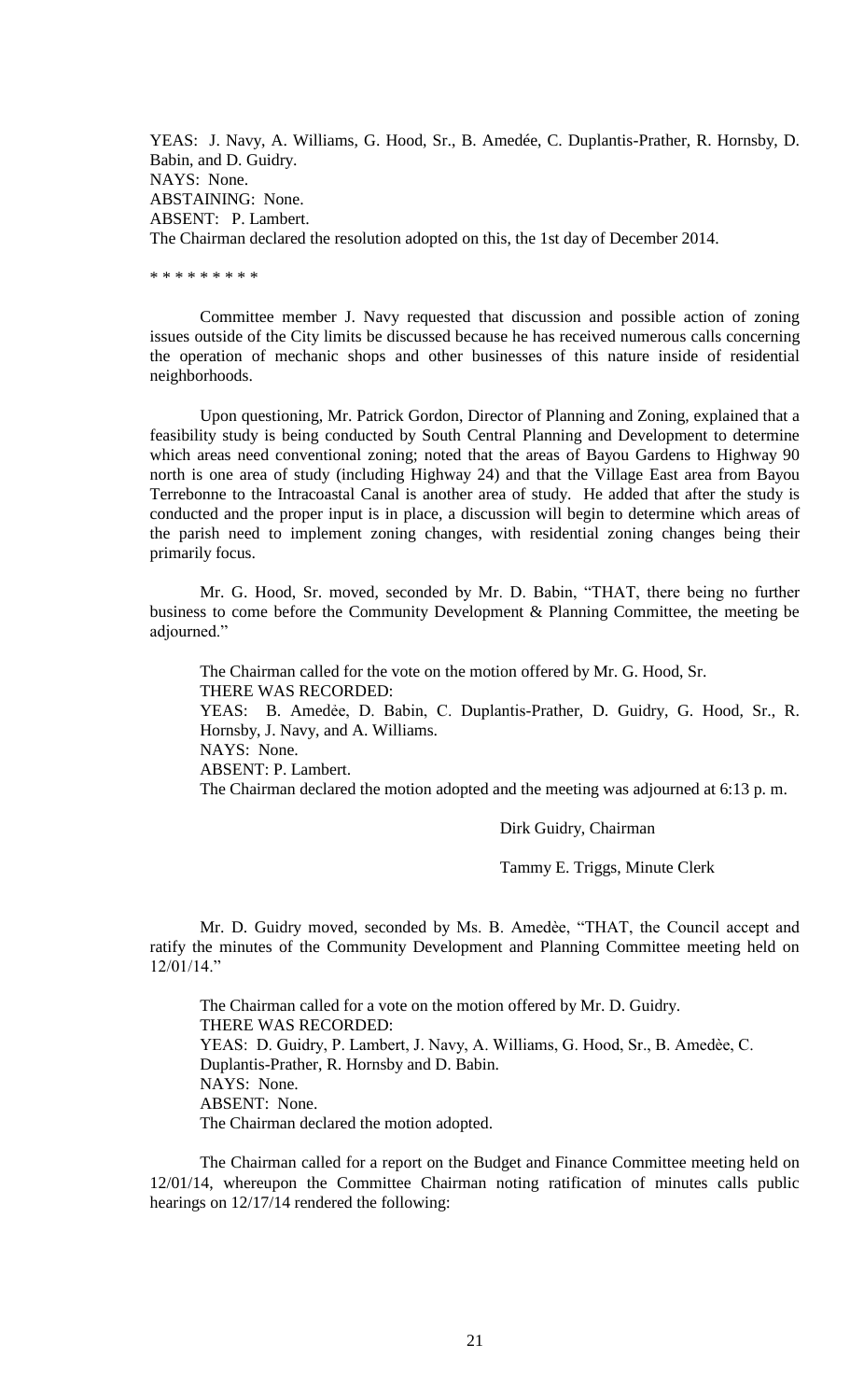YEAS: J. Navy, A. Williams, G. Hood, Sr., B. Amedée, C. Duplantis-Prather, R. Hornsby, D. Babin, and D. Guidry.
NAYS: None.
ABSTAINING: None.
ABSENT: P. Lambert.
The Chairman declared the resolution adopted on this, the 1st day of December 2014.

* * * * * * * * *

Committee member J. Navy requested that discussion and possible action of zoning issues outside of the City limits be discussed because he has received numerous calls concerning the operation of mechanic shops and other businesses of this nature inside of residential neighborhoods.

Upon questioning, Mr. Patrick Gordon, Director of Planning and Zoning, explained that a feasibility study is being conducted by South Central Planning and Development to determine which areas need conventional zoning; noted that the areas of Bayou Gardens to Highway 90 north is one area of study (including Highway 24) and that the Village East area from Bayou Terrebonne to the Intracoastal Canal is another area of study. He added that after the study is conducted and the proper input is in place, a discussion will begin to determine which areas of the parish need to implement zoning changes, with residential zoning changes being their primarily focus.

Mr. G. Hood, Sr. moved, seconded by Mr. D. Babin, "THAT, there being no further business to come before the Community Development & Planning Committee, the meeting be adjourned."

The Chairman called for the vote on the motion offered by Mr. G. Hood, Sr.
THERE WAS RECORDED:
YEAS: B. Amedée, D. Babin, C. Duplantis-Prather, D. Guidry, G. Hood, Sr., R. Hornsby, J. Navy, and A. Williams.
NAYS: None.
ABSENT: P. Lambert.
The Chairman declared the motion adopted and the meeting was adjourned at 6:13 p. m.

Dirk Guidry, Chairman

Tammy E. Triggs, Minute Clerk

Mr. D. Guidry moved, seconded by Ms. B. Amedèe, "THAT, the Council accept and ratify the minutes of the Community Development and Planning Committee meeting held on 12/01/14."

The Chairman called for a vote on the motion offered by Mr. D. Guidry.
THERE WAS RECORDED:
YEAS: D. Guidry, P. Lambert, J. Navy, A. Williams, G. Hood, Sr., B. Amedèe, C. Duplantis-Prather, R. Hornsby and D. Babin.
NAYS: None.
ABSENT: None.
The Chairman declared the motion adopted.

The Chairman called for a report on the Budget and Finance Committee meeting held on 12/01/14, whereupon the Committee Chairman noting ratification of minutes calls public hearings on 12/17/14 rendered the following: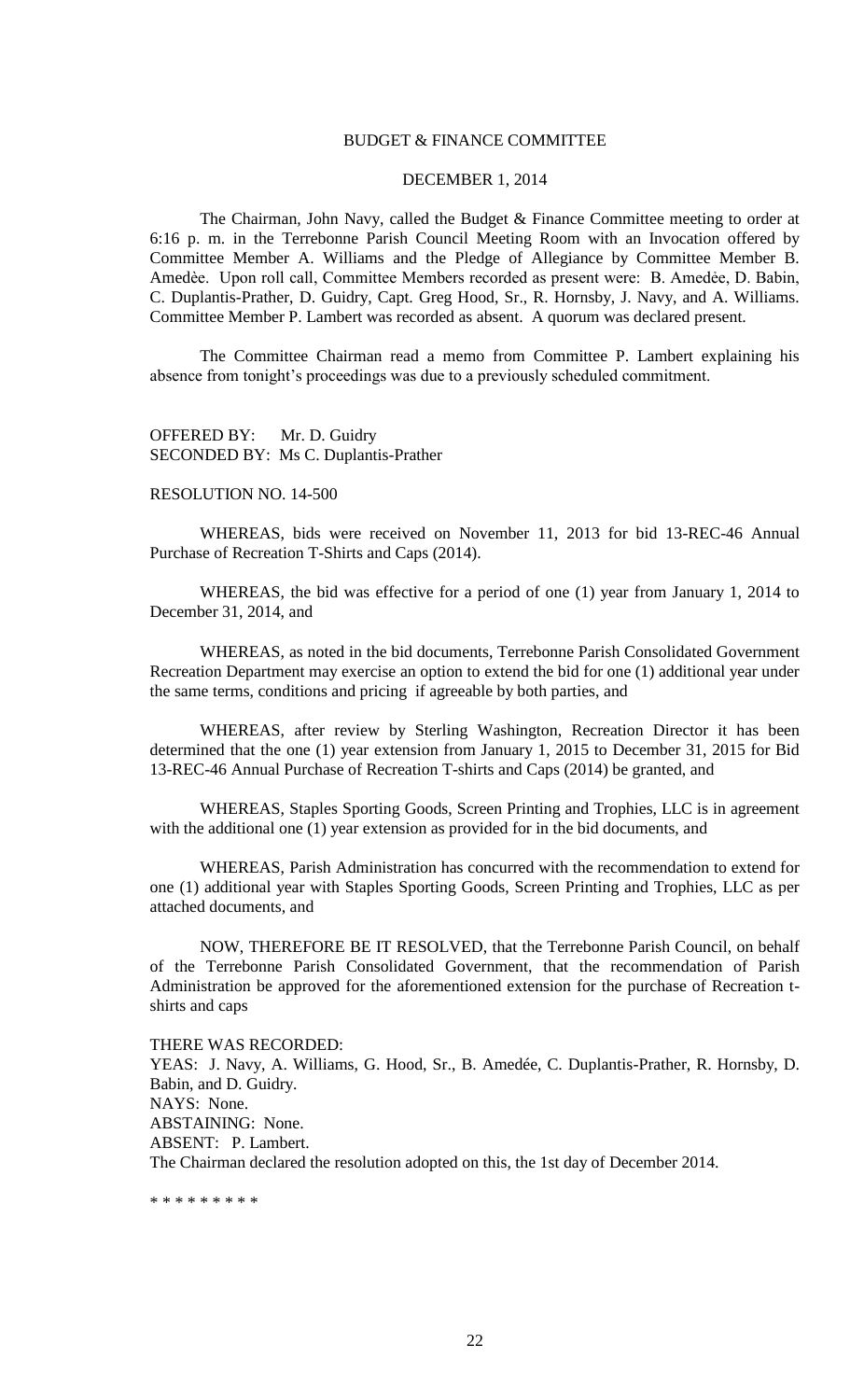BUDGET & FINANCE COMMITTEE

DECEMBER 1, 2014

The Chairman, John Navy, called the Budget & Finance Committee meeting to order at 6:16 p. m. in the Terrebonne Parish Council Meeting Room with an Invocation offered by Committee Member A. Williams and the Pledge of Allegiance by Committee Member B. Amedèe. Upon roll call, Committee Members recorded as present were: B. Amedẻe, D. Babin, C. Duplantis-Prather, D. Guidry, Capt. Greg Hood, Sr., R. Hornsby, J. Navy, and A. Williams. Committee Member P. Lambert was recorded as absent. A quorum was declared present.

The Committee Chairman read a memo from Committee P. Lambert explaining his absence from tonight's proceedings was due to a previously scheduled commitment.

OFFERED BY: Mr. D. Guidry
SECONDED BY: Ms C. Duplantis-Prather

RESOLUTION NO. 14-500

WHEREAS, bids were received on November 11, 2013 for bid 13-REC-46 Annual Purchase of Recreation T-Shirts and Caps (2014).

WHEREAS, the bid was effective for a period of one (1) year from January 1, 2014 to December 31, 2014, and

WHEREAS, as noted in the bid documents, Terrebonne Parish Consolidated Government Recreation Department may exercise an option to extend the bid for one (1) additional year under the same terms, conditions and pricing if agreeable by both parties, and

WHEREAS, after review by Sterling Washington, Recreation Director it has been determined that the one (1) year extension from January 1, 2015 to December 31, 2015 for Bid 13-REC-46 Annual Purchase of Recreation T-shirts and Caps (2014) be granted, and

WHEREAS, Staples Sporting Goods, Screen Printing and Trophies, LLC is in agreement with the additional one (1) year extension as provided for in the bid documents, and

WHEREAS, Parish Administration has concurred with the recommendation to extend for one (1) additional year with Staples Sporting Goods, Screen Printing and Trophies, LLC as per attached documents, and

NOW, THEREFORE BE IT RESOLVED, that the Terrebonne Parish Council, on behalf of the Terrebonne Parish Consolidated Government, that the recommendation of Parish Administration be approved for the aforementioned extension for the purchase of Recreation t-shirts and caps

THERE WAS RECORDED:
YEAS: J. Navy, A. Williams, G. Hood, Sr., B. Amedée, C. Duplantis-Prather, R. Hornsby, D. Babin, and D. Guidry.
NAYS: None.
ABSTAINING: None.
ABSENT: P. Lambert.
The Chairman declared the resolution adopted on this, the 1st day of December 2014.

* * * * * * * * *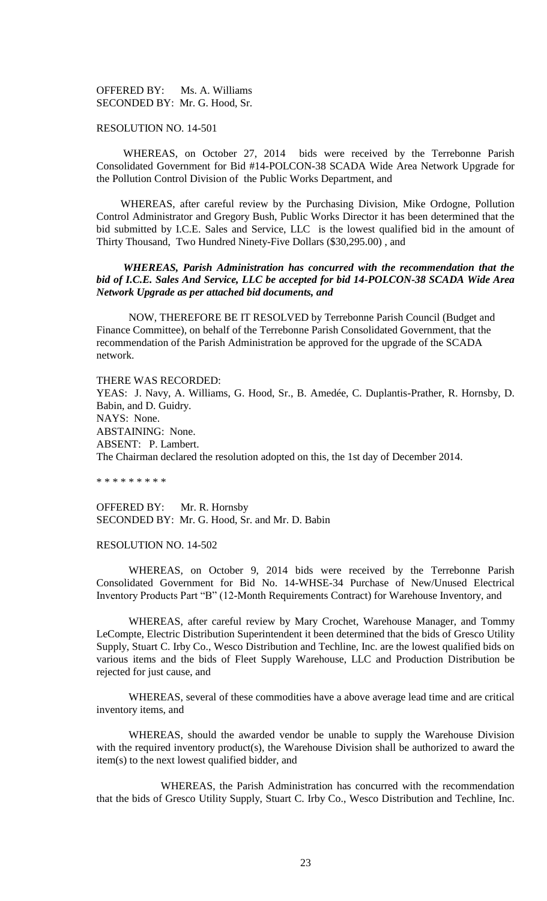OFFERED BY: Ms. A. Williams
SECONDED BY: Mr. G. Hood, Sr.

RESOLUTION NO. 14-501

WHEREAS, on October 27, 2014 bids were received by the Terrebonne Parish Consolidated Government for Bid #14-POLCON-38 SCADA Wide Area Network Upgrade for the Pollution Control Division of the Public Works Department, and

WHEREAS, after careful review by the Purchasing Division, Mike Ordogne, Pollution Control Administrator and Gregory Bush, Public Works Director it has been determined that the bid submitted by I.C.E. Sales and Service, LLC is the lowest qualified bid in the amount of Thirty Thousand, Two Hundred Ninety-Five Dollars ($30,295.00) , and

***WHEREAS, Parish Administration has concurred with the recommendation that the bid of I.C.E. Sales And Service, LLC be accepted for bid 14-POLCON-38 SCADA Wide Area Network Upgrade as per attached bid documents, and***

NOW, THEREFORE BE IT RESOLVED by Terrebonne Parish Council (Budget and Finance Committee), on behalf of the Terrebonne Parish Consolidated Government, that the recommendation of the Parish Administration be approved for the upgrade of the SCADA network.

THERE WAS RECORDED:
YEAS: J. Navy, A. Williams, G. Hood, Sr., B. Amedée, C. Duplantis-Prather, R. Hornsby, D. Babin, and D. Guidry.
NAYS: None.
ABSTAINING: None.
ABSENT: P. Lambert.
The Chairman declared the resolution adopted on this, the 1st day of December 2014.

\* \* \* \* \* \* \* \* \*

OFFERED BY: Mr. R. Hornsby
SECONDED BY: Mr. G. Hood, Sr. and Mr. D. Babin

RESOLUTION NO. 14-502

WHEREAS, on October 9, 2014 bids were received by the Terrebonne Parish Consolidated Government for Bid No. 14-WHSE-34 Purchase of New/Unused Electrical Inventory Products Part "B" (12-Month Requirements Contract) for Warehouse Inventory, and

WHEREAS, after careful review by Mary Crochet, Warehouse Manager, and Tommy LeCompte, Electric Distribution Superintendent it been determined that the bids of Gresco Utility Supply, Stuart C. Irby Co., Wesco Distribution and Techline, Inc. are the lowest qualified bids on various items and the bids of Fleet Supply Warehouse, LLC and Production Distribution be rejected for just cause, and

WHEREAS, several of these commodities have a above average lead time and are critical inventory items, and

WHEREAS, should the awarded vendor be unable to supply the Warehouse Division with the required inventory product(s), the Warehouse Division shall be authorized to award the item(s) to the next lowest qualified bidder, and

WHEREAS, the Parish Administration has concurred with the recommendation that the bids of Gresco Utility Supply, Stuart C. Irby Co., Wesco Distribution and Techline, Inc.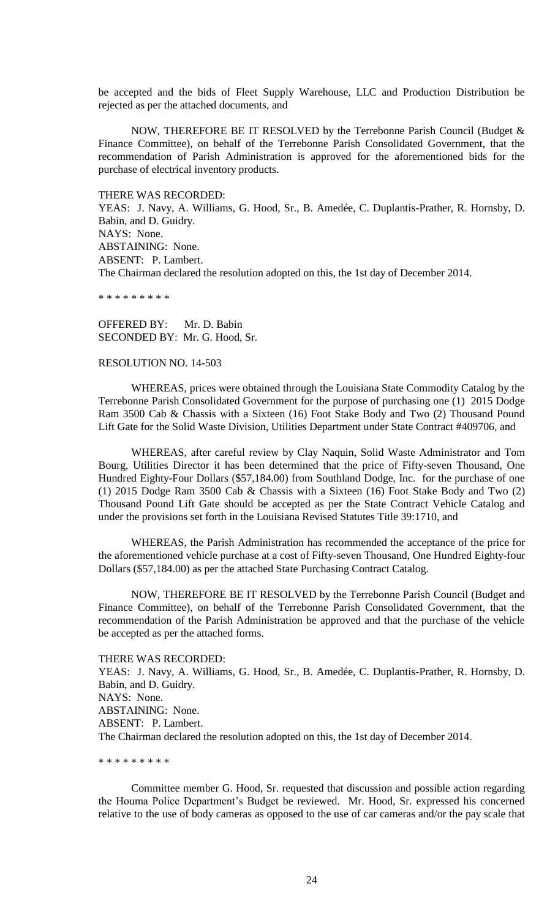be accepted and the bids of Fleet Supply Warehouse, LLC and Production Distribution be rejected as per the attached documents, and

NOW, THEREFORE BE IT RESOLVED by the Terrebonne Parish Council (Budget & Finance Committee), on behalf of the Terrebonne Parish Consolidated Government, that the recommendation of Parish Administration is approved for the aforementioned bids for the purchase of electrical inventory products.

THERE WAS RECORDED:
YEAS: J. Navy, A. Williams, G. Hood, Sr., B. Amedée, C. Duplantis-Prather, R. Hornsby, D. Babin, and D. Guidry.
NAYS: None.
ABSTAINING: None.
ABSENT: P. Lambert.
The Chairman declared the resolution adopted on this, the 1st day of December 2014.

\* \* \* \* \* \* \* \* \*

OFFERED BY: Mr. D. Babin
SECONDED BY: Mr. G. Hood, Sr.

RESOLUTION NO. 14-503

WHEREAS, prices were obtained through the Louisiana State Commodity Catalog by the Terrebonne Parish Consolidated Government for the purpose of purchasing one (1) 2015 Dodge Ram 3500 Cab & Chassis with a Sixteen (16) Foot Stake Body and Two (2) Thousand Pound Lift Gate for the Solid Waste Division, Utilities Department under State Contract #409706, and

WHEREAS, after careful review by Clay Naquin, Solid Waste Administrator and Tom Bourg, Utilities Director it has been determined that the price of Fifty-seven Thousand, One Hundred Eighty-Four Dollars ($57,184.00) from Southland Dodge, Inc. for the purchase of one (1) 2015 Dodge Ram 3500 Cab & Chassis with a Sixteen (16) Foot Stake Body and Two (2) Thousand Pound Lift Gate should be accepted as per the State Contract Vehicle Catalog and under the provisions set forth in the Louisiana Revised Statutes Title 39:1710, and

WHEREAS, the Parish Administration has recommended the acceptance of the price for the aforementioned vehicle purchase at a cost of Fifty-seven Thousand, One Hundred Eighty-four Dollars ($57,184.00) as per the attached State Purchasing Contract Catalog.

NOW, THEREFORE BE IT RESOLVED by the Terrebonne Parish Council (Budget and Finance Committee), on behalf of the Terrebonne Parish Consolidated Government, that the recommendation of the Parish Administration be approved and that the purchase of the vehicle be accepted as per the attached forms.

THERE WAS RECORDED:
YEAS: J. Navy, A. Williams, G. Hood, Sr., B. Amedée, C. Duplantis-Prather, R. Hornsby, D. Babin, and D. Guidry.
NAYS: None.
ABSTAINING: None.
ABSENT: P. Lambert.
The Chairman declared the resolution adopted on this, the 1st day of December 2014.

\* \* \* \* \* \* \* \* \*

Committee member G. Hood, Sr. requested that discussion and possible action regarding the Houma Police Department's Budget be reviewed. Mr. Hood, Sr. expressed his concerned relative to the use of body cameras as opposed to the use of car cameras and/or the pay scale that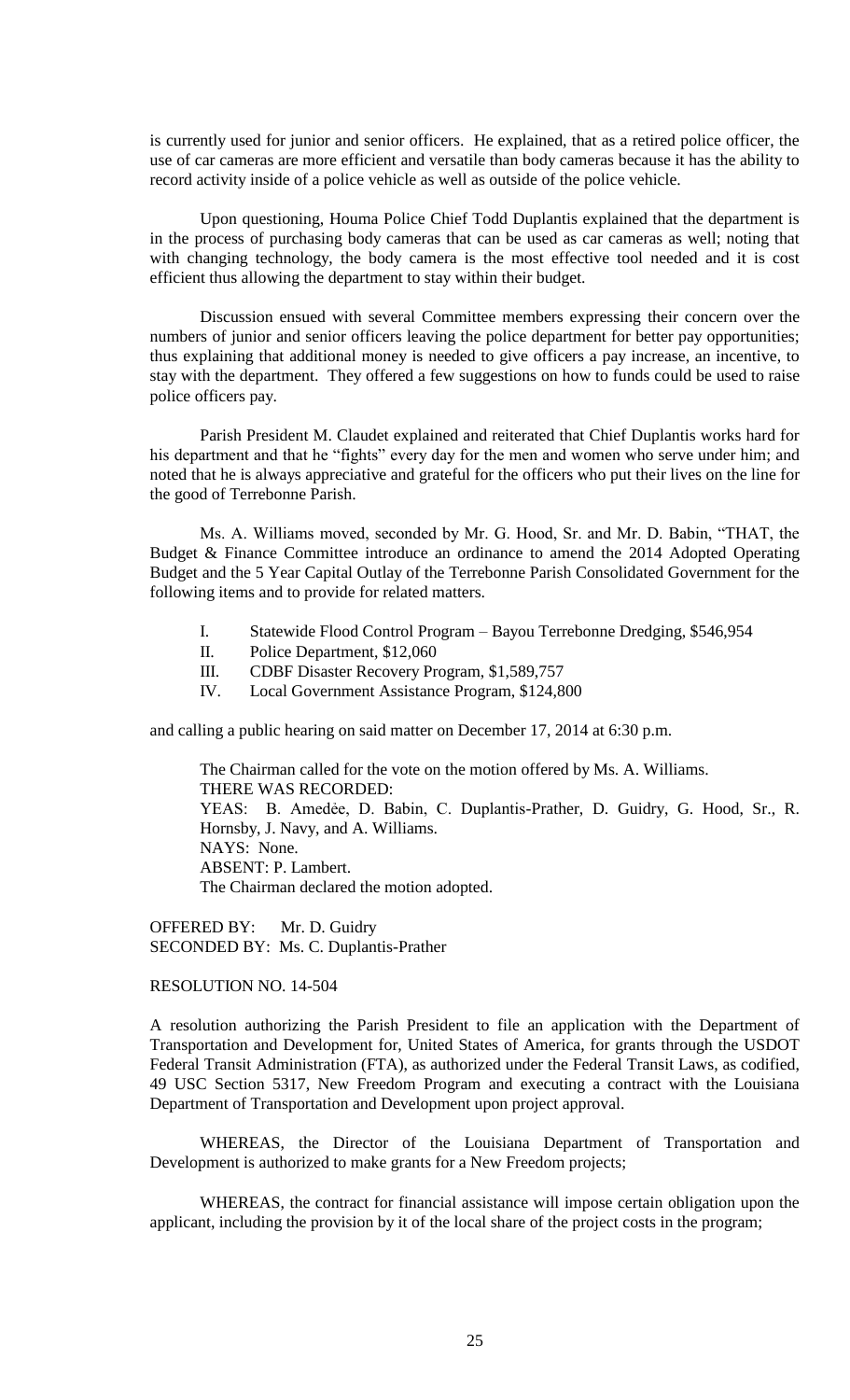is currently used for junior and senior officers. He explained, that as a retired police officer, the use of car cameras are more efficient and versatile than body cameras because it has the ability to record activity inside of a police vehicle as well as outside of the police vehicle.

Upon questioning, Houma Police Chief Todd Duplantis explained that the department is in the process of purchasing body cameras that can be used as car cameras as well; noting that with changing technology, the body camera is the most effective tool needed and it is cost efficient thus allowing the department to stay within their budget.

Discussion ensued with several Committee members expressing their concern over the numbers of junior and senior officers leaving the police department for better pay opportunities; thus explaining that additional money is needed to give officers a pay increase, an incentive, to stay with the department. They offered a few suggestions on how to funds could be used to raise police officers pay.

Parish President M. Claudet explained and reiterated that Chief Duplantis works hard for his department and that he "fights" every day for the men and women who serve under him; and noted that he is always appreciative and grateful for the officers who put their lives on the line for the good of Terrebonne Parish.

Ms. A. Williams moved, seconded by Mr. G. Hood, Sr. and Mr. D. Babin, "THAT, the Budget & Finance Committee introduce an ordinance to amend the 2014 Adopted Operating Budget and the 5 Year Capital Outlay of the Terrebonne Parish Consolidated Government for the following items and to provide for related matters.

I. Statewide Flood Control Program – Bayou Terrebonne Dredging, $546,954
II. Police Department, $12,060
III. CDBF Disaster Recovery Program, $1,589,757
IV. Local Government Assistance Program, $124,800

and calling a public hearing on said matter on December 17, 2014 at 6:30 p.m.

The Chairman called for the vote on the motion offered by Ms. A. Williams.
THERE WAS RECORDED:
YEAS: B. Amedѐe, D. Babin, C. Duplantis-Prather, D. Guidry, G. Hood, Sr., R. Hornsby, J. Navy, and A. Williams.
NAYS: None.
ABSENT: P. Lambert.
The Chairman declared the motion adopted.

OFFERED BY: Mr. D. Guidry
SECONDED BY: Ms. C. Duplantis-Prather

RESOLUTION NO. 14-504

A resolution authorizing the Parish President to file an application with the Department of Transportation and Development for, United States of America, for grants through the USDOT Federal Transit Administration (FTA), as authorized under the Federal Transit Laws, as codified, 49 USC Section 5317, New Freedom Program and executing a contract with the Louisiana Department of Transportation and Development upon project approval.

WHEREAS, the Director of the Louisiana Department of Transportation and Development is authorized to make grants for a New Freedom projects;

WHEREAS, the contract for financial assistance will impose certain obligation upon the applicant, including the provision by it of the local share of the project costs in the program;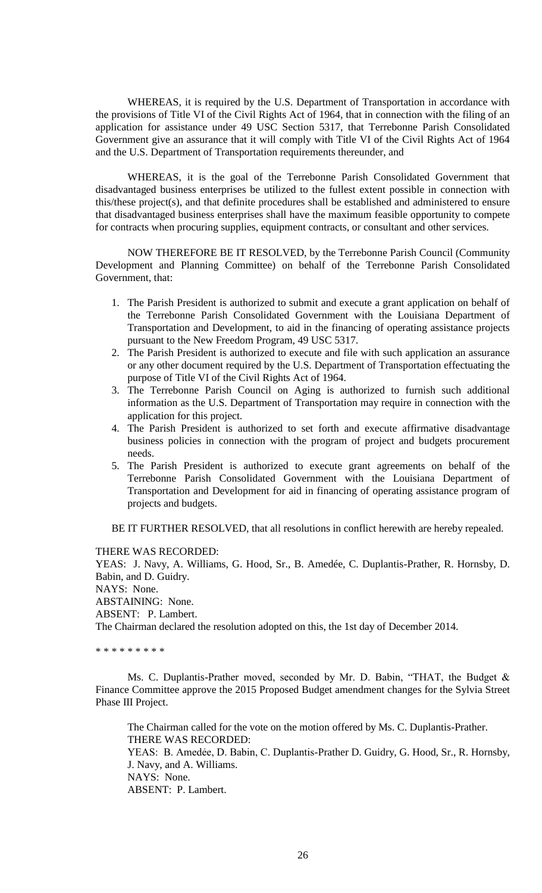WHEREAS, it is required by the U.S. Department of Transportation in accordance with the provisions of Title VI of the Civil Rights Act of 1964, that in connection with the filing of an application for assistance under 49 USC Section 5317, that Terrebonne Parish Consolidated Government give an assurance that it will comply with Title VI of the Civil Rights Act of 1964 and the U.S. Department of Transportation requirements thereunder, and

WHEREAS, it is the goal of the Terrebonne Parish Consolidated Government that disadvantaged business enterprises be utilized to the fullest extent possible in connection with this/these project(s), and that definite procedures shall be established and administered to ensure that disadvantaged business enterprises shall have the maximum feasible opportunity to compete for contracts when procuring supplies, equipment contracts, or consultant and other services.

NOW THEREFORE BE IT RESOLVED, by the Terrebonne Parish Council (Community Development and Planning Committee) on behalf of the Terrebonne Parish Consolidated Government, that:

1. The Parish President is authorized to submit and execute a grant application on behalf of the Terrebonne Parish Consolidated Government with the Louisiana Department of Transportation and Development, to aid in the financing of operating assistance projects pursuant to the New Freedom Program, 49 USC 5317.
2. The Parish President is authorized to execute and file with such application an assurance or any other document required by the U.S. Department of Transportation effectuating the purpose of Title VI of the Civil Rights Act of 1964.
3. The Terrebonne Parish Council on Aging is authorized to furnish such additional information as the U.S. Department of Transportation may require in connection with the application for this project.
4. The Parish President is authorized to set forth and execute affirmative disadvantage business policies in connection with the program of project and budgets procurement needs.
5. The Parish President is authorized to execute grant agreements on behalf of the Terrebonne Parish Consolidated Government with the Louisiana Department of Transportation and Development for aid in financing of operating assistance program of projects and budgets.

BE IT FURTHER RESOLVED, that all resolutions in conflict herewith are hereby repealed.

THERE WAS RECORDED:
YEAS: J. Navy, A. Williams, G. Hood, Sr., B. Amedée, C. Duplantis-Prather, R. Hornsby, D. Babin, and D. Guidry.
NAYS: None.
ABSTAINING: None.
ABSENT: P. Lambert.
The Chairman declared the resolution adopted on this, the 1st day of December 2014.

\* \* \* \* \* \* \* \* \*

Ms. C. Duplantis-Prather moved, seconded by Mr. D. Babin, "THAT, the Budget & Finance Committee approve the 2015 Proposed Budget amendment changes for the Sylvia Street Phase III Project.

The Chairman called for the vote on the motion offered by Ms. C. Duplantis-Prather.
THERE WAS RECORDED:
YEAS: B. Amedẻe, D. Babin, C. Duplantis-Prather D. Guidry, G. Hood, Sr., R. Hornsby, J. Navy, and A. Williams.
NAYS: None.
ABSENT: P. Lambert.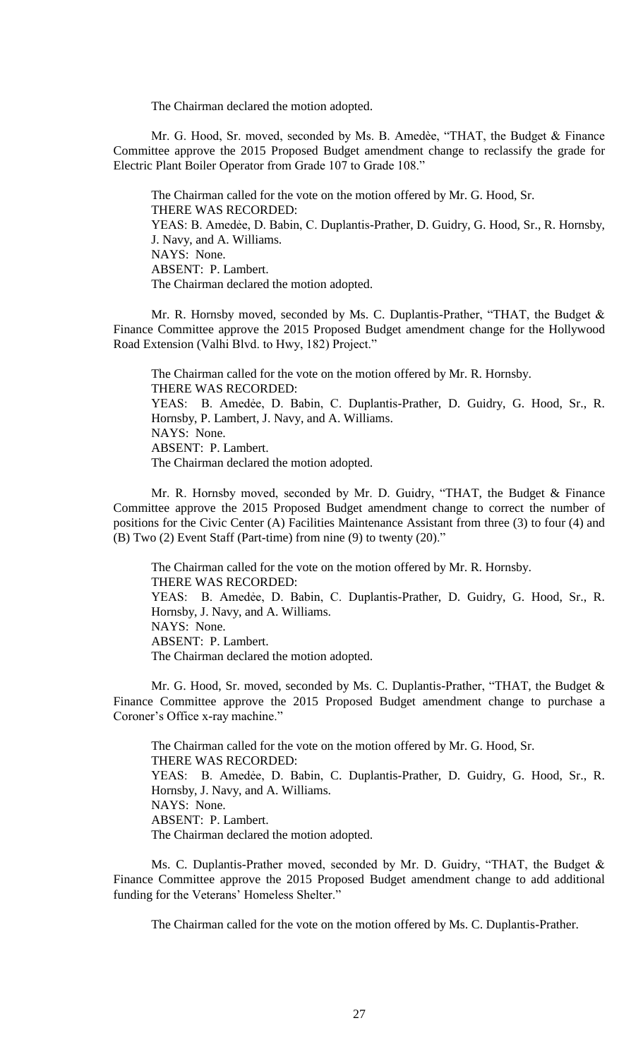The Chairman declared the motion adopted.

Mr. G. Hood, Sr. moved, seconded by Ms. B. Amedèe, "THAT, the Budget & Finance Committee approve the 2015 Proposed Budget amendment change to reclassify the grade for Electric Plant Boiler Operator from Grade 107 to Grade 108."

The Chairman called for the vote on the motion offered by Mr. G. Hood, Sr.
THERE WAS RECORDED:
YEAS: B. Amedèe, D. Babin, C. Duplantis-Prather, D. Guidry, G. Hood, Sr., R. Hornsby, J. Navy, and A. Williams.
NAYS: None.
ABSENT: P. Lambert.
The Chairman declared the motion adopted.

Mr. R. Hornsby moved, seconded by Ms. C. Duplantis-Prather, "THAT, the Budget & Finance Committee approve the 2015 Proposed Budget amendment change for the Hollywood Road Extension (Valhi Blvd. to Hwy, 182) Project."

The Chairman called for the vote on the motion offered by Mr. R. Hornsby.
THERE WAS RECORDED:
YEAS: B. Amedèe, D. Babin, C. Duplantis-Prather, D. Guidry, G. Hood, Sr., R. Hornsby, P. Lambert, J. Navy, and A. Williams.
NAYS: None.
ABSENT: P. Lambert.
The Chairman declared the motion adopted.

Mr. R. Hornsby moved, seconded by Mr. D. Guidry, "THAT, the Budget & Finance Committee approve the 2015 Proposed Budget amendment change to correct the number of positions for the Civic Center (A) Facilities Maintenance Assistant from three (3) to four (4) and (B) Two (2) Event Staff (Part-time) from nine (9) to twenty (20)."

The Chairman called for the vote on the motion offered by Mr. R. Hornsby.
THERE WAS RECORDED:
YEAS: B. Amedèe, D. Babin, C. Duplantis-Prather, D. Guidry, G. Hood, Sr., R. Hornsby, J. Navy, and A. Williams.
NAYS: None.
ABSENT: P. Lambert.
The Chairman declared the motion adopted.

Mr. G. Hood, Sr. moved, seconded by Ms. C. Duplantis-Prather, "THAT, the Budget & Finance Committee approve the 2015 Proposed Budget amendment change to purchase a Coroner's Office x-ray machine."

The Chairman called for the vote on the motion offered by Mr. G. Hood, Sr.
THERE WAS RECORDED:
YEAS: B. Amedèe, D. Babin, C. Duplantis-Prather, D. Guidry, G. Hood, Sr., R. Hornsby, J. Navy, and A. Williams.
NAYS: None.
ABSENT: P. Lambert.
The Chairman declared the motion adopted.

Ms. C. Duplantis-Prather moved, seconded by Mr. D. Guidry, "THAT, the Budget & Finance Committee approve the 2015 Proposed Budget amendment change to add additional funding for the Veterans' Homeless Shelter."

The Chairman called for the vote on the motion offered by Ms. C. Duplantis-Prather.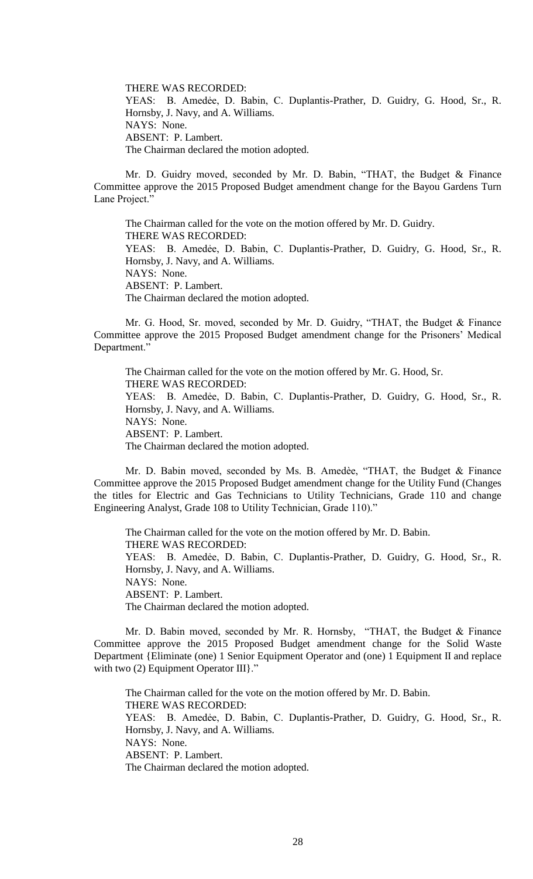THERE WAS RECORDED:
YEAS: B. Amedèe, D. Babin, C. Duplantis-Prather, D. Guidry, G. Hood, Sr., R. Hornsby, J. Navy, and A. Williams.
NAYS: None.
ABSENT: P. Lambert.
The Chairman declared the motion adopted.

Mr. D. Guidry moved, seconded by Mr. D. Babin, "THAT, the Budget & Finance Committee approve the 2015 Proposed Budget amendment change for the Bayou Gardens Turn Lane Project."

The Chairman called for the vote on the motion offered by Mr. D. Guidry.
THERE WAS RECORDED:
YEAS: B. Amedèe, D. Babin, C. Duplantis-Prather, D. Guidry, G. Hood, Sr., R. Hornsby, J. Navy, and A. Williams.
NAYS: None.
ABSENT: P. Lambert.
The Chairman declared the motion adopted.

Mr. G. Hood, Sr. moved, seconded by Mr. D. Guidry, "THAT, the Budget & Finance Committee approve the 2015 Proposed Budget amendment change for the Prisoners' Medical Department."

The Chairman called for the vote on the motion offered by Mr. G. Hood, Sr.
THERE WAS RECORDED:
YEAS: B. Amedèe, D. Babin, C. Duplantis-Prather, D. Guidry, G. Hood, Sr., R. Hornsby, J. Navy, and A. Williams.
NAYS: None.
ABSENT: P. Lambert.
The Chairman declared the motion adopted.

Mr. D. Babin moved, seconded by Ms. B. Amedèe, "THAT, the Budget & Finance Committee approve the 2015 Proposed Budget amendment change for the Utility Fund (Changes the titles for Electric and Gas Technicians to Utility Technicians, Grade 110 and change Engineering Analyst, Grade 108 to Utility Technician, Grade 110)."

The Chairman called for the vote on the motion offered by Mr. D. Babin.
THERE WAS RECORDED:
YEAS: B. Amedèe, D. Babin, C. Duplantis-Prather, D. Guidry, G. Hood, Sr., R. Hornsby, J. Navy, and A. Williams.
NAYS: None.
ABSENT: P. Lambert.
The Chairman declared the motion adopted.

Mr. D. Babin moved, seconded by Mr. R. Hornsby, "THAT, the Budget & Finance Committee approve the 2015 Proposed Budget amendment change for the Solid Waste Department {Eliminate (one) 1 Senior Equipment Operator and (one) 1 Equipment II and replace with two (2) Equipment Operator III}."

The Chairman called for the vote on the motion offered by Mr. D. Babin.
THERE WAS RECORDED:
YEAS: B. Amedèe, D. Babin, C. Duplantis-Prather, D. Guidry, G. Hood, Sr., R. Hornsby, J. Navy, and A. Williams.
NAYS: None.
ABSENT: P. Lambert.
The Chairman declared the motion adopted.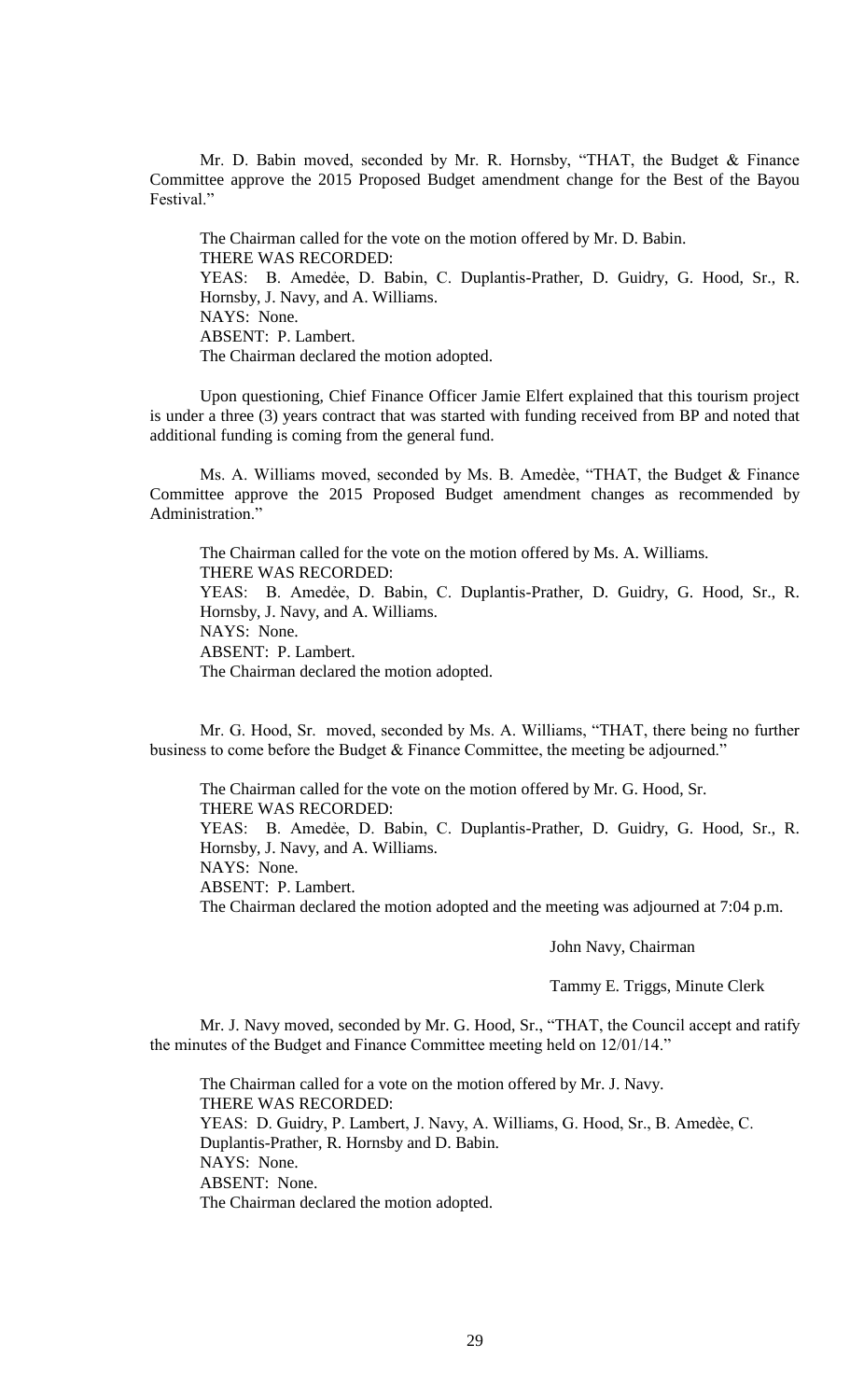Mr. D. Babin moved, seconded by Mr. R. Hornsby, "THAT, the Budget & Finance Committee approve the 2015 Proposed Budget amendment change for the Best of the Bayou Festival."

The Chairman called for the vote on the motion offered by Mr. D. Babin.
THERE WAS RECORDED:
YEAS: B. Amedėe, D. Babin, C. Duplantis-Prather, D. Guidry, G. Hood, Sr., R. Hornsby, J. Navy, and A. Williams.
NAYS: None.
ABSENT: P. Lambert.
The Chairman declared the motion adopted.

Upon questioning, Chief Finance Officer Jamie Elfert explained that this tourism project is under a three (3) years contract that was started with funding received from BP and noted that additional funding is coming from the general fund.

Ms. A. Williams moved, seconded by Ms. B. Amedѐe, "THAT, the Budget & Finance Committee approve the 2015 Proposed Budget amendment changes as recommended by Administration."

The Chairman called for the vote on the motion offered by Ms. A. Williams.
THERE WAS RECORDED:
YEAS: B. Amedėe, D. Babin, C. Duplantis-Prather, D. Guidry, G. Hood, Sr., R. Hornsby, J. Navy, and A. Williams.
NAYS: None.
ABSENT: P. Lambert.
The Chairman declared the motion adopted.

Mr. G. Hood, Sr. moved, seconded by Ms. A. Williams, "THAT, there being no further business to come before the Budget & Finance Committee, the meeting be adjourned."

The Chairman called for the vote on the motion offered by Mr. G. Hood, Sr.
THERE WAS RECORDED:
YEAS: B. Amedėe, D. Babin, C. Duplantis-Prather, D. Guidry, G. Hood, Sr., R. Hornsby, J. Navy, and A. Williams.
NAYS: None.
ABSENT: P. Lambert.
The Chairman declared the motion adopted and the meeting was adjourned at 7:04 p.m.

John Navy, Chairman

Tammy E. Triggs, Minute Clerk

Mr. J. Navy moved, seconded by Mr. G. Hood, Sr., "THAT, the Council accept and ratify the minutes of the Budget and Finance Committee meeting held on 12/01/14."

The Chairman called for a vote on the motion offered by Mr. J. Navy.
THERE WAS RECORDED:
YEAS: D. Guidry, P. Lambert, J. Navy, A. Williams, G. Hood, Sr., B. Amedѐe, C. Duplantis-Prather, R. Hornsby and D. Babin.
NAYS: None.
ABSENT: None.
The Chairman declared the motion adopted.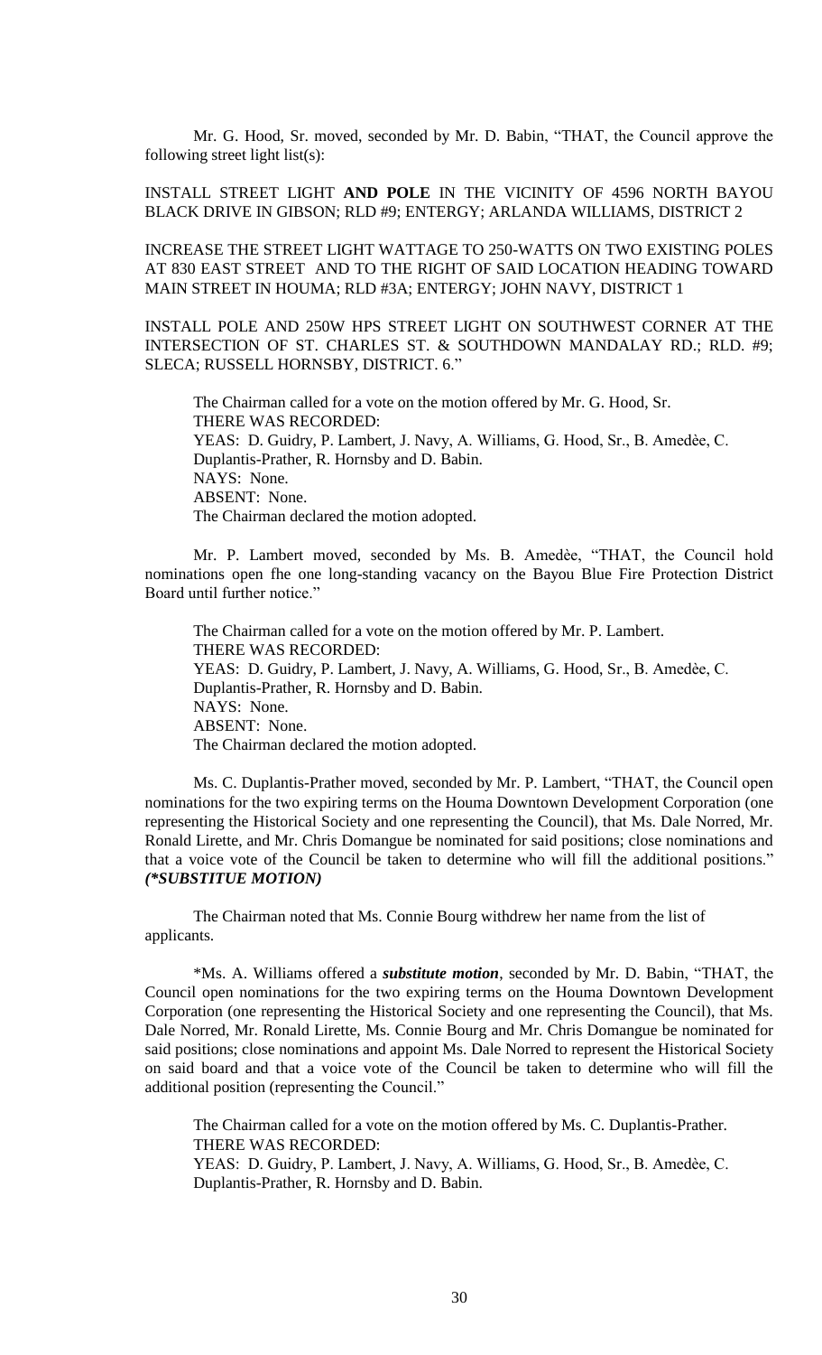Mr. G. Hood, Sr. moved, seconded by Mr. D. Babin, "THAT, the Council approve the following street light list(s):

INSTALL STREET LIGHT **AND POLE** IN THE VICINITY OF 4596 NORTH BAYOU BLACK DRIVE IN GIBSON; RLD #9; ENTERGY; ARLANDA WILLIAMS, DISTRICT 2

INCREASE THE STREET LIGHT WATTAGE TO 250-WATTS ON TWO EXISTING POLES AT 830 EAST STREET AND TO THE RIGHT OF SAID LOCATION HEADING TOWARD MAIN STREET IN HOUMA; RLD #3A; ENTERGY; JOHN NAVY, DISTRICT 1

INSTALL POLE AND 250W HPS STREET LIGHT ON SOUTHWEST CORNER AT THE INTERSECTION OF ST. CHARLES ST. & SOUTHDOWN MANDALAY RD.; RLD. #9; SLECA; RUSSELL HORNSBY, DISTRICT. 6."

The Chairman called for a vote on the motion offered by Mr. G. Hood, Sr.
THERE WAS RECORDED:
YEAS: D. Guidry, P. Lambert, J. Navy, A. Williams, G. Hood, Sr., B. Amedèe, C. Duplantis-Prather, R. Hornsby and D. Babin.
NAYS: None.
ABSENT: None.
The Chairman declared the motion adopted.

Mr. P. Lambert moved, seconded by Ms. B. Amedèe, "THAT, the Council hold nominations open fhe one long-standing vacancy on the Bayou Blue Fire Protection District Board until further notice."

The Chairman called for a vote on the motion offered by Mr. P. Lambert.
THERE WAS RECORDED:
YEAS: D. Guidry, P. Lambert, J. Navy, A. Williams, G. Hood, Sr., B. Amedèe, C. Duplantis-Prather, R. Hornsby and D. Babin.
NAYS: None.
ABSENT: None.
The Chairman declared the motion adopted.

Ms. C. Duplantis-Prather moved, seconded by Mr. P. Lambert, "THAT, the Council open nominations for the two expiring terms on the Houma Downtown Development Corporation (one representing the Historical Society and one representing the Council), that Ms. Dale Norred, Mr. Ronald Lirette, and Mr. Chris Domangue be nominated for said positions; close nominations and that a voice vote of the Council be taken to determine who will fill the additional positions." ***(\*SUBSTITUE MOTION)***

The Chairman noted that Ms. Connie Bourg withdrew her name from the list of applicants.

*Ms. A. Williams offered a ***substitute motion***, seconded by Mr. D. Babin, "THAT, the Council open nominations for the two expiring terms on the Houma Downtown Development Corporation (one representing the Historical Society and one representing the Council), that Ms. Dale Norred, Mr. Ronald Lirette, Ms. Connie Bourg and Mr. Chris Domangue be nominated for said positions; close nominations and appoint Ms. Dale Norred to represent the Historical Society on said board and that a voice vote of the Council be taken to determine who will fill the additional position (representing the Council."

The Chairman called for a vote on the motion offered by Ms. C. Duplantis-Prather.
THERE WAS RECORDED:
YEAS: D. Guidry, P. Lambert, J. Navy, A. Williams, G. Hood, Sr., B. Amedèe, C. Duplantis-Prather, R. Hornsby and D. Babin.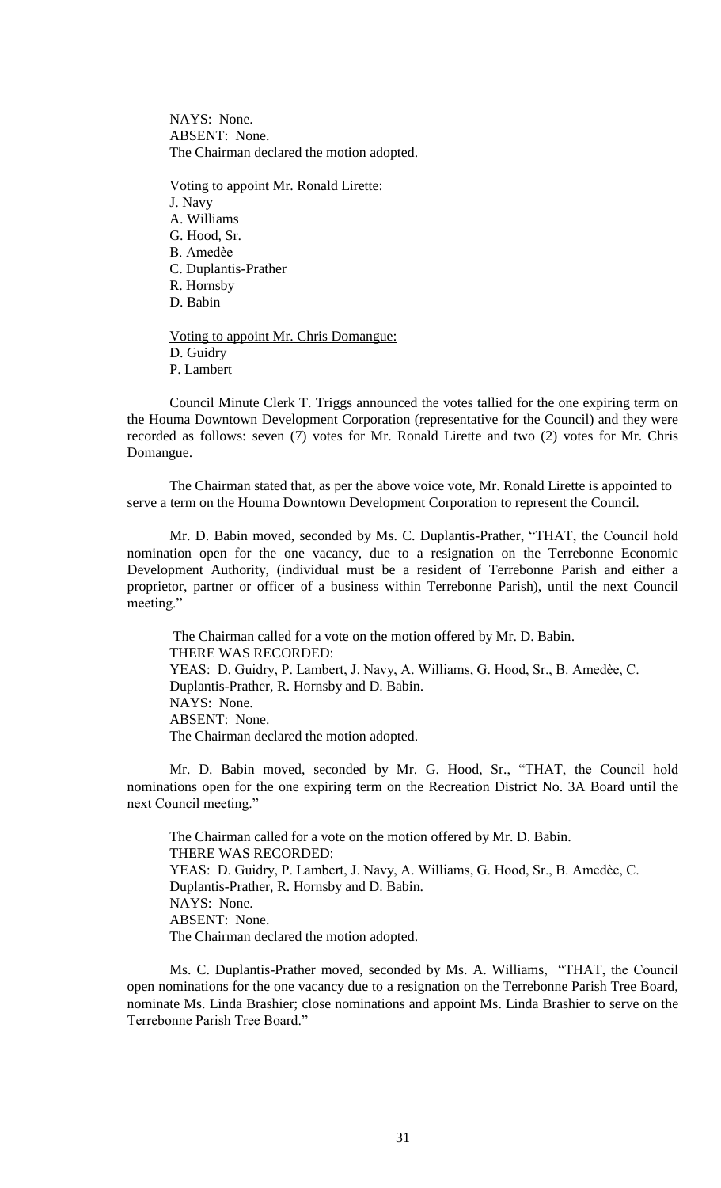NAYS: None.
ABSENT: None.
The Chairman declared the motion adopted.

Voting to appoint Mr. Ronald Lirette:
J. Navy
A. Williams
G. Hood, Sr.
B. Amedèe
C. Duplantis-Prather
R. Hornsby
D. Babin

Voting to appoint Mr. Chris Domangue:
D. Guidry
P. Lambert

Council Minute Clerk T. Triggs announced the votes tallied for the one expiring term on the Houma Downtown Development Corporation (representative for the Council) and they were recorded as follows: seven (7) votes for Mr. Ronald Lirette and two (2) votes for Mr. Chris Domangue.

The Chairman stated that, as per the above voice vote, Mr. Ronald Lirette is appointed to serve a term on the Houma Downtown Development Corporation to represent the Council.

Mr. D. Babin moved, seconded by Ms. C. Duplantis-Prather, "THAT, the Council hold nomination open for the one vacancy, due to a resignation on the Terrebonne Economic Development Authority, (individual must be a resident of Terrebonne Parish and either a proprietor, partner or officer of a business within Terrebonne Parish), until the next Council meeting."

The Chairman called for a vote on the motion offered by Mr. D. Babin.
THERE WAS RECORDED:
YEAS: D. Guidry, P. Lambert, J. Navy, A. Williams, G. Hood, Sr., B. Amedèe, C. Duplantis-Prather, R. Hornsby and D. Babin.
NAYS: None.
ABSENT: None.
The Chairman declared the motion adopted.

Mr. D. Babin moved, seconded by Mr. G. Hood, Sr., "THAT, the Council hold nominations open for the one expiring term on the Recreation District No. 3A Board until the next Council meeting."

The Chairman called for a vote on the motion offered by Mr. D. Babin.
THERE WAS RECORDED:
YEAS: D. Guidry, P. Lambert, J. Navy, A. Williams, G. Hood, Sr., B. Amedèe, C. Duplantis-Prather, R. Hornsby and D. Babin.
NAYS: None.
ABSENT: None.
The Chairman declared the motion adopted.

Ms. C. Duplantis-Prather moved, seconded by Ms. A. Williams, "THAT, the Council open nominations for the one vacancy due to a resignation on the Terrebonne Parish Tree Board, nominate Ms. Linda Brashier; close nominations and appoint Ms. Linda Brashier to serve on the Terrebonne Parish Tree Board."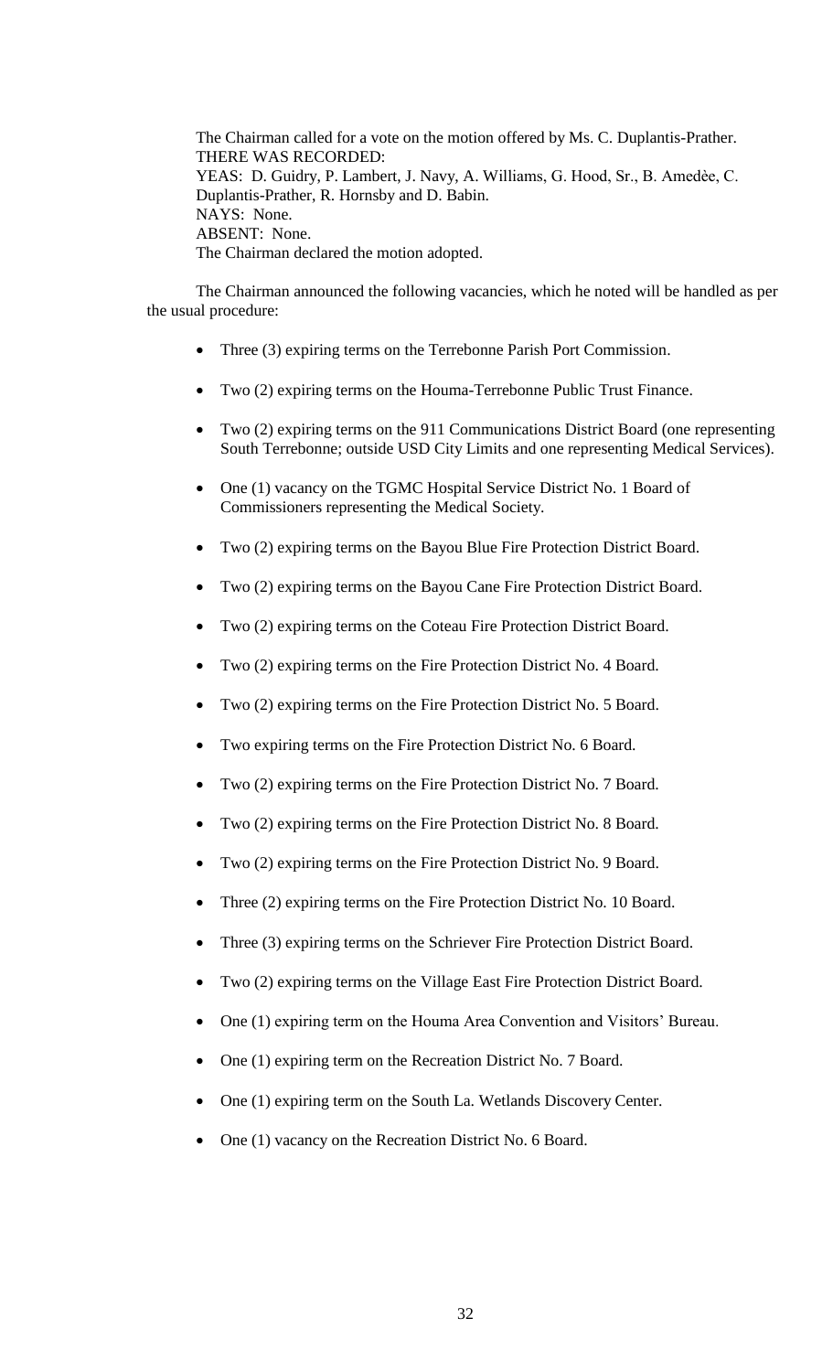The Chairman called for a vote on the motion offered by Ms. C. Duplantis-Prather.
THERE WAS RECORDED:
YEAS: D. Guidry, P. Lambert, J. Navy, A. Williams, G. Hood, Sr., B. Amedèe, C. Duplantis-Prather, R. Hornsby and D. Babin.
NAYS: None.
ABSENT: None.
The Chairman declared the motion adopted.

The Chairman announced the following vacancies, which he noted will be handled as per the usual procedure:

- Three (3) expiring terms on the Terrebonne Parish Port Commission.
- Two (2) expiring terms on the Houma-Terrebonne Public Trust Finance.
- Two (2) expiring terms on the 911 Communications District Board (one representing South Terrebonne; outside USD City Limits and one representing Medical Services).
- One (1) vacancy on the TGMC Hospital Service District No. 1 Board of Commissioners representing the Medical Society.
- Two (2) expiring terms on the Bayou Blue Fire Protection District Board.
- Two (2) expiring terms on the Bayou Cane Fire Protection District Board.
- Two (2) expiring terms on the Coteau Fire Protection District Board.
- Two (2) expiring terms on the Fire Protection District No. 4 Board.
- Two (2) expiring terms on the Fire Protection District No. 5 Board.
- Two expiring terms on the Fire Protection District No. 6 Board.
- Two (2) expiring terms on the Fire Protection District No. 7 Board.
- Two (2) expiring terms on the Fire Protection District No. 8 Board.
- Two (2) expiring terms on the Fire Protection District No. 9 Board.
- Three (2) expiring terms on the Fire Protection District No. 10 Board.
- Three (3) expiring terms on the Schriever Fire Protection District Board.
- Two (2) expiring terms on the Village East Fire Protection District Board.
- One (1) expiring term on the Houma Area Convention and Visitors' Bureau.
- One (1) expiring term on the Recreation District No. 7 Board.
- One (1) expiring term on the South La. Wetlands Discovery Center.
- One (1) vacancy on the Recreation District No. 6 Board.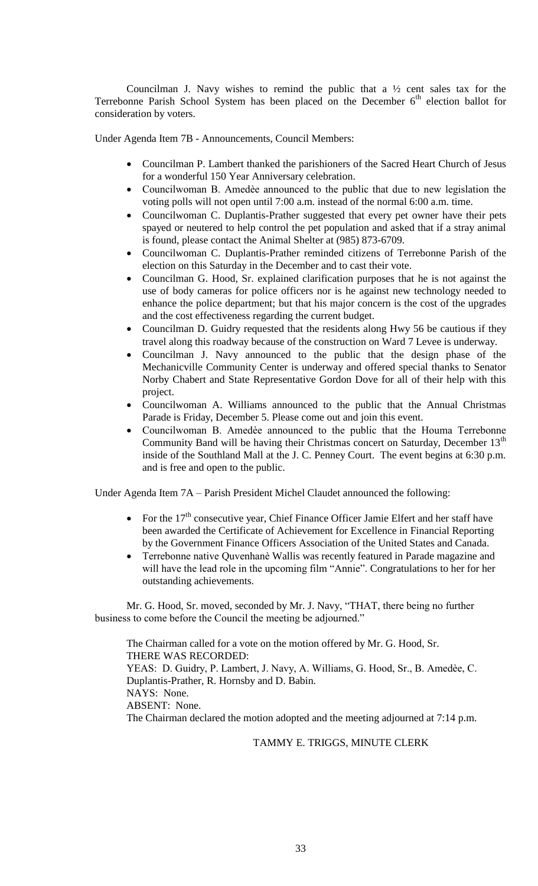Councilman J. Navy wishes to remind the public that a ½ cent sales tax for the Terrebonne Parish School System has been placed on the December 6th election ballot for consideration by voters.

Under Agenda Item 7B - Announcements, Council Members:

- Councilman P. Lambert thanked the parishioners of the Sacred Heart Church of Jesus for a wonderful 150 Year Anniversary celebration.
- Councilwoman B. Amedèe announced to the public that due to new legislation the voting polls will not open until 7:00 a.m. instead of the normal 6:00 a.m. time.
- Councilwoman C. Duplantis-Prather suggested that every pet owner have their pets spayed or neutered to help control the pet population and asked that if a stray animal is found, please contact the Animal Shelter at (985) 873-6709.
- Councilwoman C. Duplantis-Prather reminded citizens of Terrebonne Parish of the election on this Saturday in the December and to cast their vote.
- Councilman G. Hood, Sr. explained clarification purposes that he is not against the use of body cameras for police officers nor is he against new technology needed to enhance the police department; but that his major concern is the cost of the upgrades and the cost effectiveness regarding the current budget.
- Councilman D. Guidry requested that the residents along Hwy 56 be cautious if they travel along this roadway because of the construction on Ward 7 Levee is underway.
- Councilman J. Navy announced to the public that the design phase of the Mechanicville Community Center is underway and offered special thanks to Senator Norby Chabert and State Representative Gordon Dove for all of their help with this project.
- Councilwoman A. Williams announced to the public that the Annual Christmas Parade is Friday, December 5. Please come out and join this event.
- Councilwoman B. Amedèe announced to the public that the Houma Terrebonne Community Band will be having their Christmas concert on Saturday, December 13th inside of the Southland Mall at the J. C. Penney Court. The event begins at 6:30 p.m. and is free and open to the public.

Under Agenda Item 7A – Parish President Michel Claudet announced the following:

- For the 17th consecutive year, Chief Finance Officer Jamie Elfert and her staff have been awarded the Certificate of Achievement for Excellence in Financial Reporting by the Government Finance Officers Association of the United States and Canada.
- Terrebonne native Quvenhanè Wallis was recently featured in Parade magazine and will have the lead role in the upcoming film "Annie". Congratulations to her for her outstanding achievements.

Mr. G. Hood, Sr. moved, seconded by Mr. J. Navy, "THAT, there being no further business to come before the Council the meeting be adjourned."

The Chairman called for a vote on the motion offered by Mr. G. Hood, Sr.
THERE WAS RECORDED:
YEAS: D. Guidry, P. Lambert, J. Navy, A. Williams, G. Hood, Sr., B. Amedèe, C. Duplantis-Prather, R. Hornsby and D. Babin.
NAYS: None.
ABSENT: None.
The Chairman declared the motion adopted and the meeting adjourned at 7:14 p.m.

TAMMY E. TRIGGS, MINUTE CLERK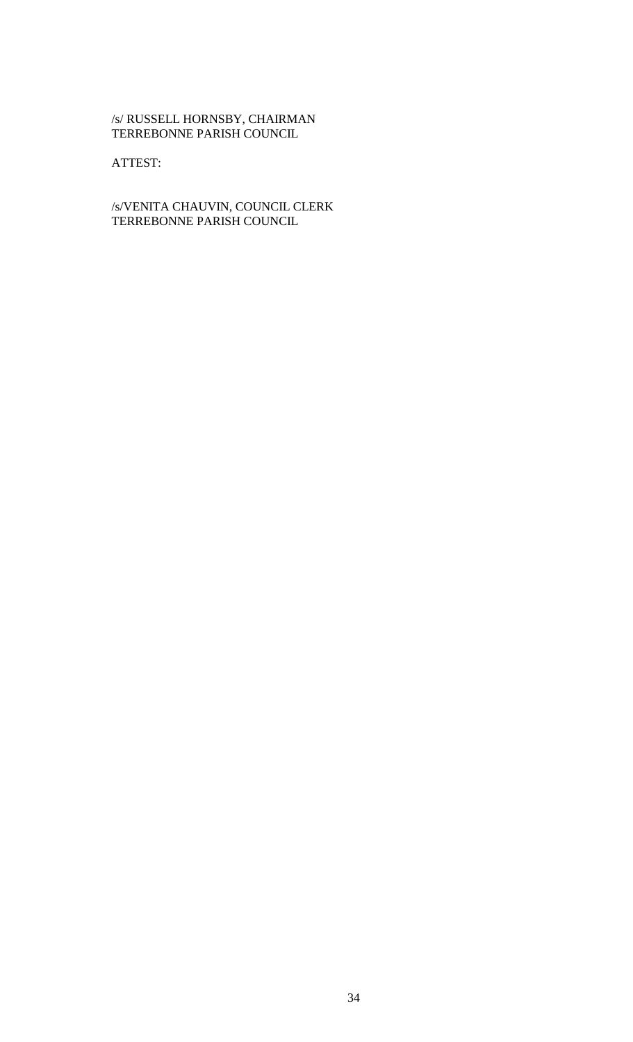/s/ RUSSELL HORNSBY, CHAIRMAN
TERREBONNE PARISH COUNCIL

ATTEST:

/s/VENITA CHAUVIN, COUNCIL CLERK
TERREBONNE PARISH COUNCIL